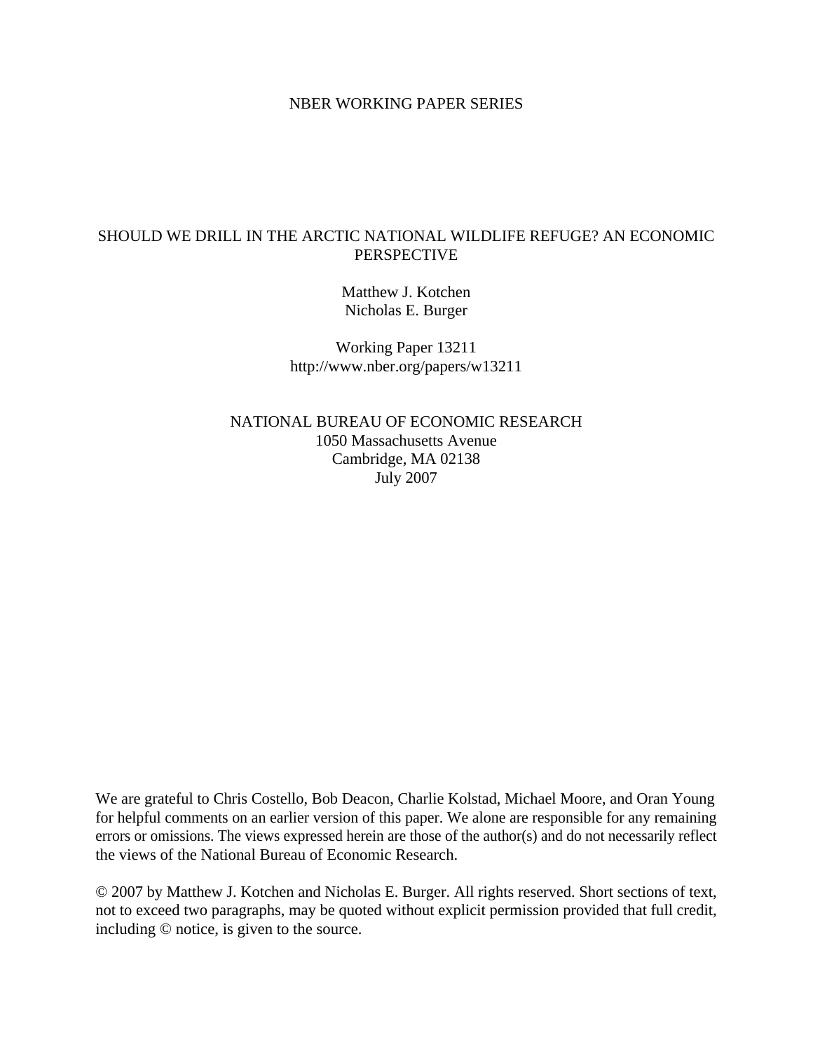NBER WORKING PAPER SERIES

# SHOULD WE DRILL IN THE ARCTIC NATIONAL WILDLIFE REFUGE? AN ECONOMIC PERSPECTIVE

Matthew J. Kotchen
Nicholas E. Burger

Working Paper 13211
http://www.nber.org/papers/w13211

NATIONAL BUREAU OF ECONOMIC RESEARCH
1050 Massachusetts Avenue
Cambridge, MA 02138
July 2007

We are grateful to Chris Costello, Bob Deacon, Charlie Kolstad, Michael Moore, and Oran Young for helpful comments on an earlier version of this paper. We alone are responsible for any remaining errors or omissions. The views expressed herein are those of the author(s) and do not necessarily reflect the views of the National Bureau of Economic Research.

© 2007 by Matthew J. Kotchen and Nicholas E. Burger. All rights reserved. Short sections of text, not to exceed two paragraphs, may be quoted without explicit permission provided that full credit, including © notice, is given to the source.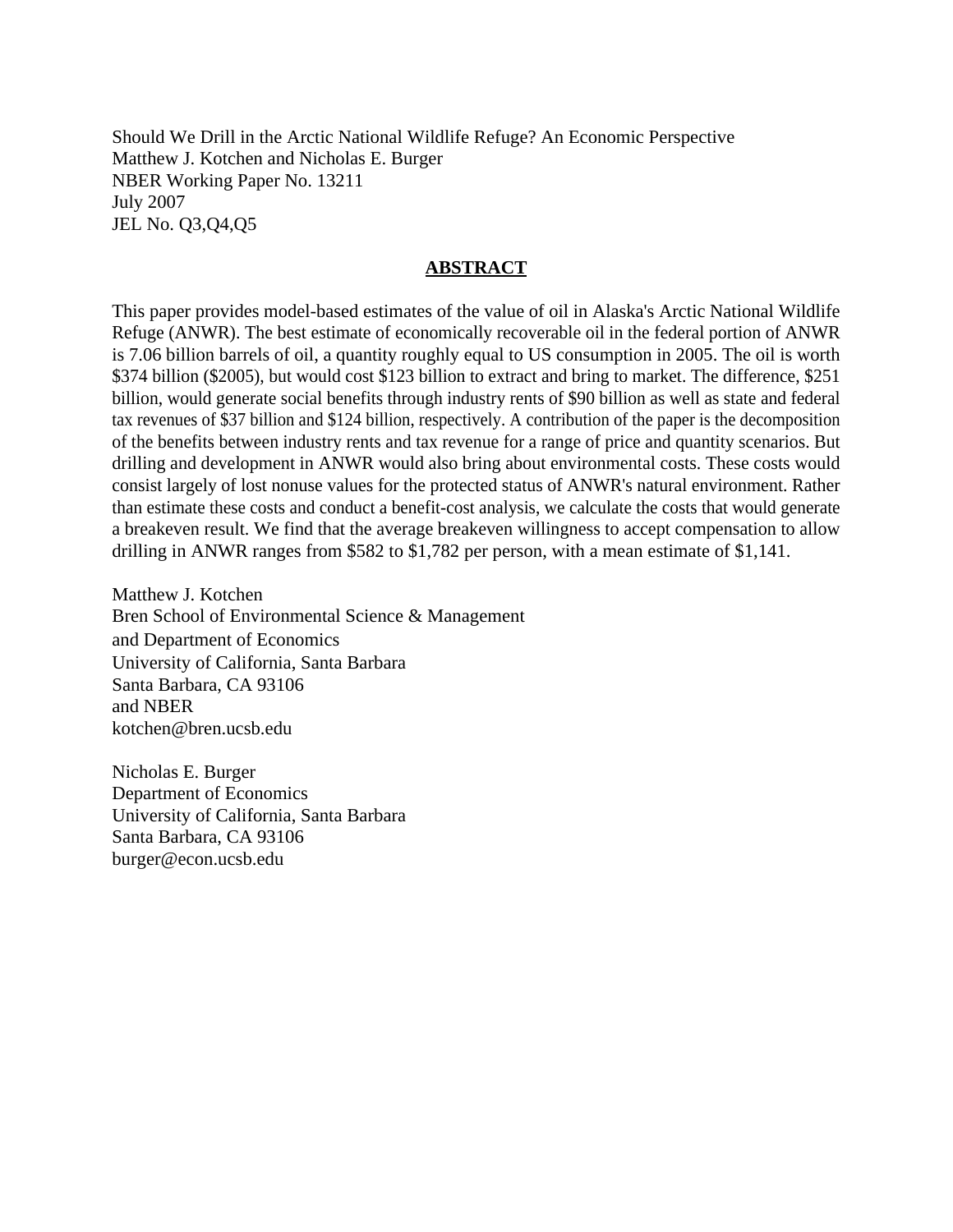Should We Drill in the Arctic National Wildlife Refuge? An Economic Perspective
Matthew J. Kotchen and Nicholas E. Burger
NBER Working Paper No. 13211
July 2007
JEL No. Q3,Q4,Q5

## ABSTRACT

This paper provides model-based estimates of the value of oil in Alaska's Arctic National Wildlife Refuge (ANWR). The best estimate of economically recoverable oil in the federal portion of ANWR is 7.06 billion barrels of oil, a quantity roughly equal to US consumption in 2005. The oil is worth $374 billion ($2005), but would cost $123 billion to extract and bring to market. The difference, $251 billion, would generate social benefits through industry rents of $90 billion as well as state and federal tax revenues of $37 billion and $124 billion, respectively. A contribution of the paper is the decomposition of the benefits between industry rents and tax revenue for a range of price and quantity scenarios. But drilling and development in ANWR would also bring about environmental costs. These costs would consist largely of lost nonuse values for the protected status of ANWR's natural environment. Rather than estimate these costs and conduct a benefit-cost analysis, we calculate the costs that would generate a breakeven result. We find that the average breakeven willingness to accept compensation to allow drilling in ANWR ranges from $582 to $1,782 per person, with a mean estimate of $1,141.

Matthew J. Kotchen
Bren School of Environmental Science & Management
and Department of Economics
University of California, Santa Barbara
Santa Barbara, CA 93106
and NBER
kotchen@bren.ucsb.edu

Nicholas E. Burger
Department of Economics
University of California, Santa Barbara
Santa Barbara, CA 93106
burger@econ.ucsb.edu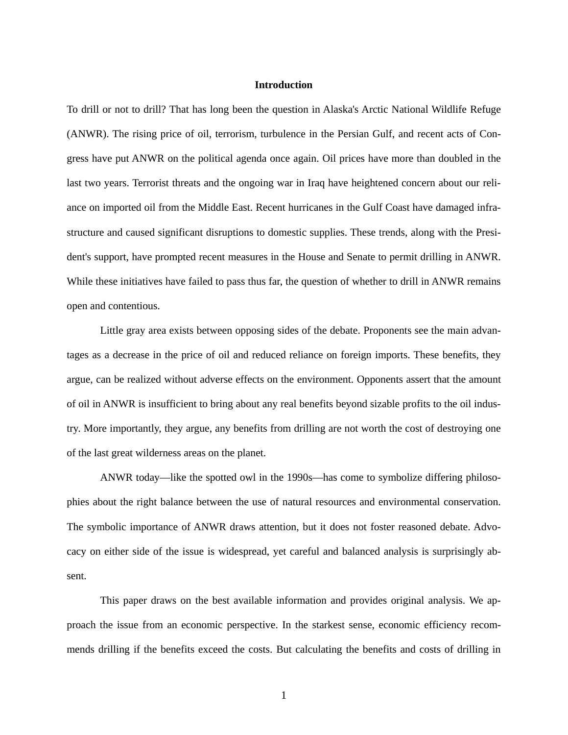# Introduction

To drill or not to drill? That has long been the question in Alaska's Arctic National Wildlife Refuge (ANWR). The rising price of oil, terrorism, turbulence in the Persian Gulf, and recent acts of Congress have put ANWR on the political agenda once again. Oil prices have more than doubled in the last two years. Terrorist threats and the ongoing war in Iraq have heightened concern about our reliance on imported oil from the Middle East. Recent hurricanes in the Gulf Coast have damaged infrastructure and caused significant disruptions to domestic supplies. These trends, along with the President's support, have prompted recent measures in the House and Senate to permit drilling in ANWR. While these initiatives have failed to pass thus far, the question of whether to drill in ANWR remains open and contentious.

Little gray area exists between opposing sides of the debate. Proponents see the main advantages as a decrease in the price of oil and reduced reliance on foreign imports. These benefits, they argue, can be realized without adverse effects on the environment. Opponents assert that the amount of oil in ANWR is insufficient to bring about any real benefits beyond sizable profits to the oil industry. More importantly, they argue, any benefits from drilling are not worth the cost of destroying one of the last great wilderness areas on the planet.

ANWR today—like the spotted owl in the 1990s—has come to symbolize differing philosophies about the right balance between the use of natural resources and environmental conservation. The symbolic importance of ANWR draws attention, but it does not foster reasoned debate. Advocacy on either side of the issue is widespread, yet careful and balanced analysis is surprisingly absent.

This paper draws on the best available information and provides original analysis. We approach the issue from an economic perspective. In the starkest sense, economic efficiency recommends drilling if the benefits exceed the costs. But calculating the benefits and costs of drilling in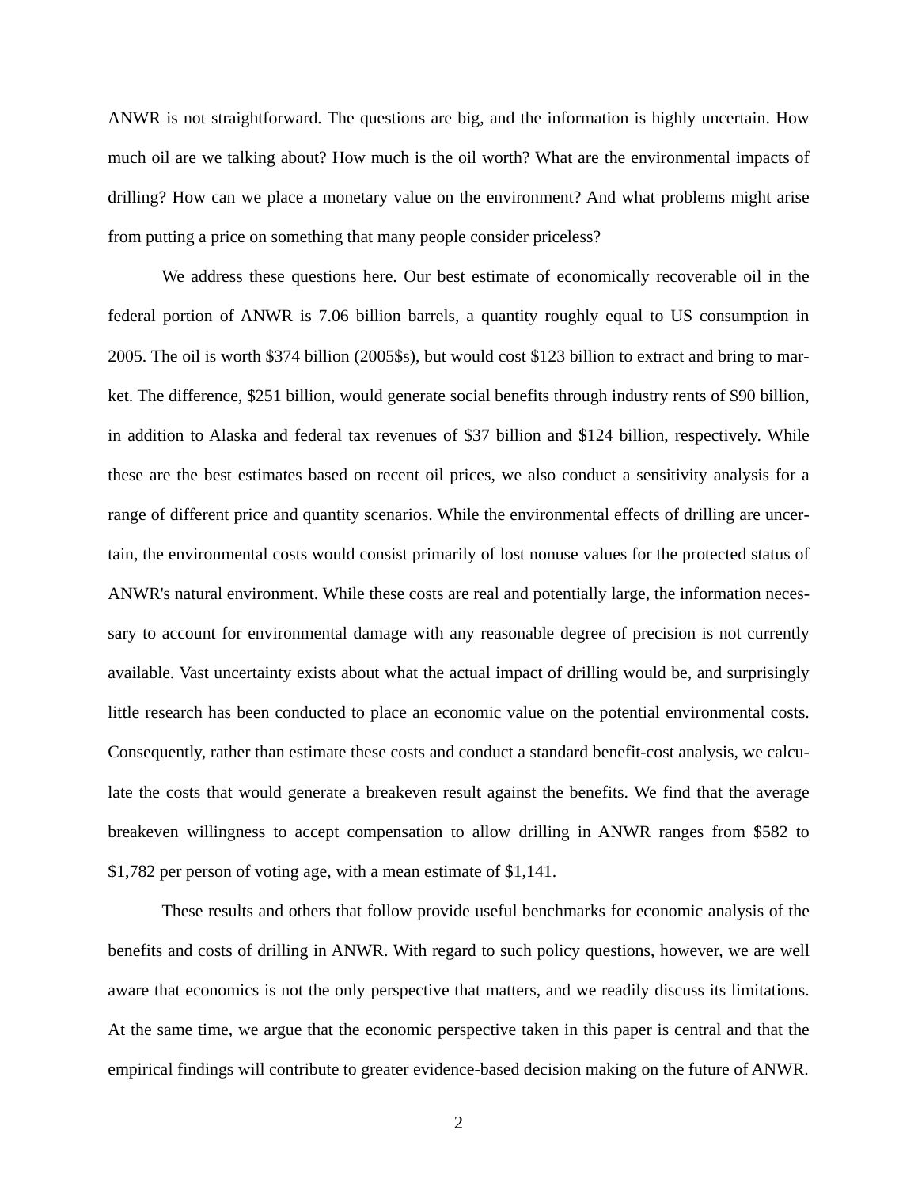ANWR is not straightforward. The questions are big, and the information is highly uncertain. How much oil are we talking about? How much is the oil worth? What are the environmental impacts of drilling? How can we place a monetary value on the environment? And what problems might arise from putting a price on something that many people consider priceless?

We address these questions here. Our best estimate of economically recoverable oil in the federal portion of ANWR is 7.06 billion barrels, a quantity roughly equal to US consumption in 2005. The oil is worth $374 billion (2005$s), but would cost $123 billion to extract and bring to market. The difference, $251 billion, would generate social benefits through industry rents of $90 billion, in addition to Alaska and federal tax revenues of $37 billion and $124 billion, respectively. While these are the best estimates based on recent oil prices, we also conduct a sensitivity analysis for a range of different price and quantity scenarios. While the environmental effects of drilling are uncertain, the environmental costs would consist primarily of lost nonuse values for the protected status of ANWR's natural environment. While these costs are real and potentially large, the information necessary to account for environmental damage with any reasonable degree of precision is not currently available. Vast uncertainty exists about what the actual impact of drilling would be, and surprisingly little research has been conducted to place an economic value on the potential environmental costs. Consequently, rather than estimate these costs and conduct a standard benefit-cost analysis, we calculate the costs that would generate a breakeven result against the benefits. We find that the average breakeven willingness to accept compensation to allow drilling in ANWR ranges from $582 to $1,782 per person of voting age, with a mean estimate of $1,141.

These results and others that follow provide useful benchmarks for economic analysis of the benefits and costs of drilling in ANWR. With regard to such policy questions, however, we are well aware that economics is not the only perspective that matters, and we readily discuss its limitations. At the same time, we argue that the economic perspective taken in this paper is central and that the empirical findings will contribute to greater evidence-based decision making on the future of ANWR.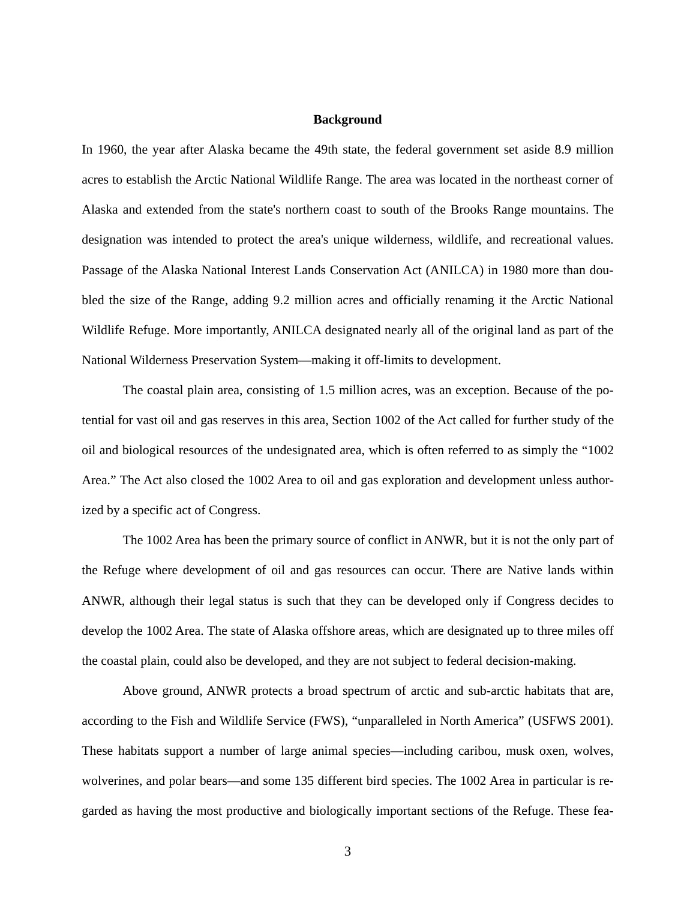## Background

In 1960, the year after Alaska became the 49th state, the federal government set aside 8.9 million acres to establish the Arctic National Wildlife Range. The area was located in the northeast corner of Alaska and extended from the state's northern coast to south of the Brooks Range mountains. The designation was intended to protect the area's unique wilderness, wildlife, and recreational values. Passage of the Alaska National Interest Lands Conservation Act (ANILCA) in 1980 more than doubled the size of the Range, adding 9.2 million acres and officially renaming it the Arctic National Wildlife Refuge. More importantly, ANILCA designated nearly all of the original land as part of the National Wilderness Preservation System—making it off-limits to development.

The coastal plain area, consisting of 1.5 million acres, was an exception. Because of the potential for vast oil and gas reserves in this area, Section 1002 of the Act called for further study of the oil and biological resources of the undesignated area, which is often referred to as simply the "1002 Area." The Act also closed the 1002 Area to oil and gas exploration and development unless authorized by a specific act of Congress.

The 1002 Area has been the primary source of conflict in ANWR, but it is not the only part of the Refuge where development of oil and gas resources can occur. There are Native lands within ANWR, although their legal status is such that they can be developed only if Congress decides to develop the 1002 Area. The state of Alaska offshore areas, which are designated up to three miles off the coastal plain, could also be developed, and they are not subject to federal decision-making.

Above ground, ANWR protects a broad spectrum of arctic and sub-arctic habitats that are, according to the Fish and Wildlife Service (FWS), "unparalleled in North America" (USFWS 2001). These habitats support a number of large animal species—including caribou, musk oxen, wolves, wolverines, and polar bears—and some 135 different bird species. The 1002 Area in particular is regarded as having the most productive and biologically important sections of the Refuge. These fea-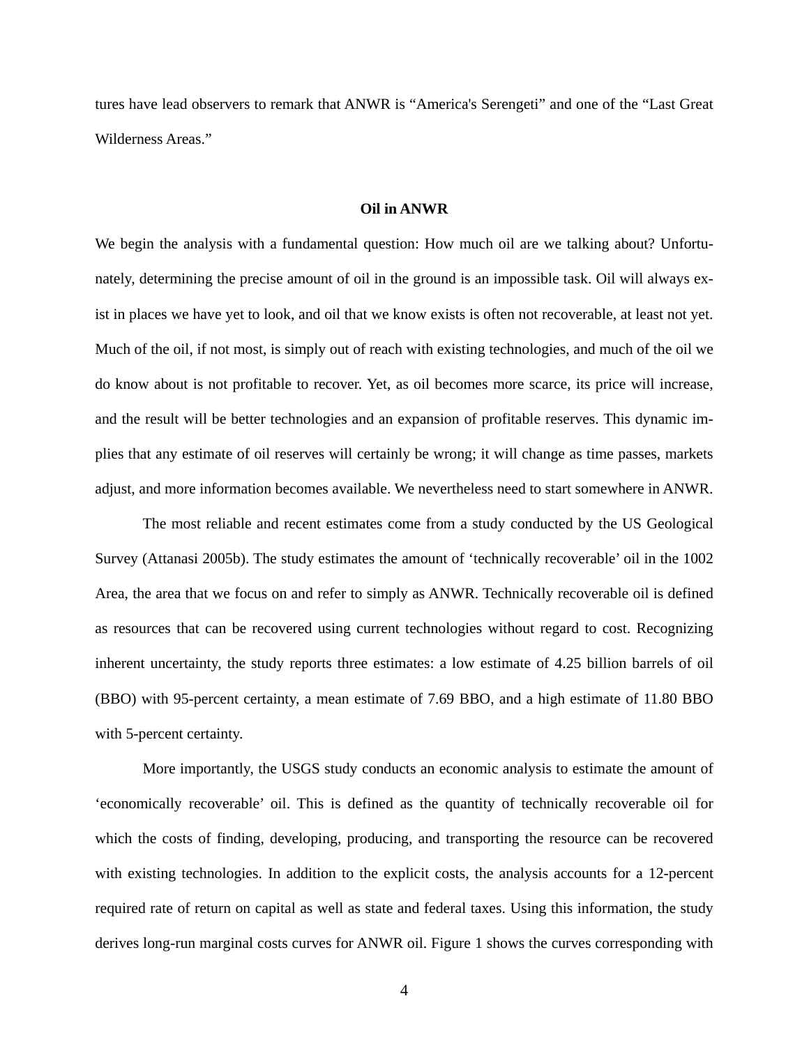tures have lead observers to remark that ANWR is "America's Serengeti" and one of the "Last Great Wilderness Areas."

## Oil in ANWR

We begin the analysis with a fundamental question: How much oil are we talking about? Unfortunately, determining the precise amount of oil in the ground is an impossible task. Oil will always exist in places we have yet to look, and oil that we know exists is often not recoverable, at least not yet. Much of the oil, if not most, is simply out of reach with existing technologies, and much of the oil we do know about is not profitable to recover. Yet, as oil becomes more scarce, its price will increase, and the result will be better technologies and an expansion of profitable reserves. This dynamic implies that any estimate of oil reserves will certainly be wrong; it will change as time passes, markets adjust, and more information becomes available. We nevertheless need to start somewhere in ANWR.

The most reliable and recent estimates come from a study conducted by the US Geological Survey (Attanasi 2005b). The study estimates the amount of 'technically recoverable' oil in the 1002 Area, the area that we focus on and refer to simply as ANWR. Technically recoverable oil is defined as resources that can be recovered using current technologies without regard to cost. Recognizing inherent uncertainty, the study reports three estimates: a low estimate of 4.25 billion barrels of oil (BBO) with 95-percent certainty, a mean estimate of 7.69 BBO, and a high estimate of 11.80 BBO with 5-percent certainty.

More importantly, the USGS study conducts an economic analysis to estimate the amount of 'economically recoverable' oil. This is defined as the quantity of technically recoverable oil for which the costs of finding, developing, producing, and transporting the resource can be recovered with existing technologies. In addition to the explicit costs, the analysis accounts for a 12-percent required rate of return on capital as well as state and federal taxes. Using this information, the study derives long-run marginal costs curves for ANWR oil. Figure 1 shows the curves corresponding with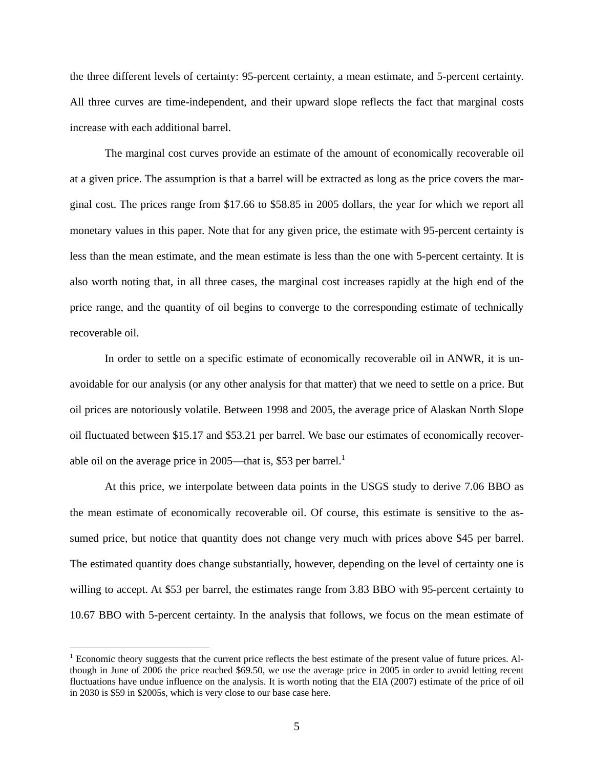the three different levels of certainty: 95-percent certainty, a mean estimate, and 5-percent certainty. All three curves are time-independent, and their upward slope reflects the fact that marginal costs increase with each additional barrel.

The marginal cost curves provide an estimate of the amount of economically recoverable oil at a given price. The assumption is that a barrel will be extracted as long as the price covers the marginal cost. The prices range from $17.66 to $58.85 in 2005 dollars, the year for which we report all monetary values in this paper. Note that for any given price, the estimate with 95-percent certainty is less than the mean estimate, and the mean estimate is less than the one with 5-percent certainty. It is also worth noting that, in all three cases, the marginal cost increases rapidly at the high end of the price range, and the quantity of oil begins to converge to the corresponding estimate of technically recoverable oil.

In order to settle on a specific estimate of economically recoverable oil in ANWR, it is unavoidable for our analysis (or any other analysis for that matter) that we need to settle on a price. But oil prices are notoriously volatile. Between 1998 and 2005, the average price of Alaskan North Slope oil fluctuated between $15.17 and $53.21 per barrel. We base our estimates of economically recoverable oil on the average price in 2005—that is, $53 per barrel.[1]

At this price, we interpolate between data points in the USGS study to derive 7.06 BBO as the mean estimate of economically recoverable oil. Of course, this estimate is sensitive to the assumed price, but notice that quantity does not change very much with prices above $45 per barrel. The estimated quantity does change substantially, however, depending on the level of certainty one is willing to accept. At $53 per barrel, the estimates range from 3.83 BBO with 95-percent certainty to 10.67 BBO with 5-percent certainty. In the analysis that follows, we focus on the mean estimate of

[1] Economic theory suggests that the current price reflects the best estimate of the present value of future prices. Although in June of 2006 the price reached $69.50, we use the average price in 2005 in order to avoid letting recent fluctuations have undue influence on the analysis. It is worth noting that the EIA (2007) estimate of the price of oil in 2030 is $59 in $2005s, which is very close to our base case here.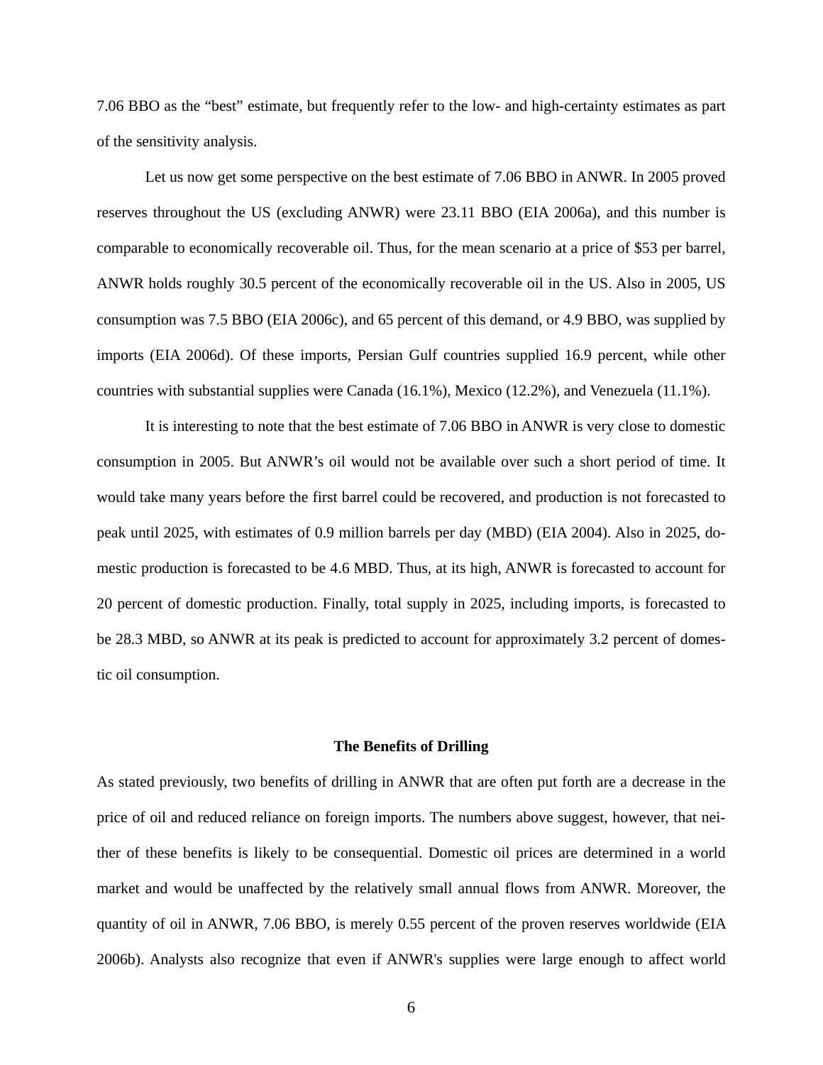7.06 BBO as the "best" estimate, but frequently refer to the low- and high-certainty estimates as part of the sensitivity analysis.

Let us now get some perspective on the best estimate of 7.06 BBO in ANWR. In 2005 proved reserves throughout the US (excluding ANWR) were 23.11 BBO (EIA 2006a), and this number is comparable to economically recoverable oil. Thus, for the mean scenario at a price of $53 per barrel, ANWR holds roughly 30.5 percent of the economically recoverable oil in the US. Also in 2005, US consumption was 7.5 BBO (EIA 2006c), and 65 percent of this demand, or 4.9 BBO, was supplied by imports (EIA 2006d). Of these imports, Persian Gulf countries supplied 16.9 percent, while other countries with substantial supplies were Canada (16.1%), Mexico (12.2%), and Venezuela (11.1%).

It is interesting to note that the best estimate of 7.06 BBO in ANWR is very close to domestic consumption in 2005. But ANWR's oil would not be available over such a short period of time. It would take many years before the first barrel could be recovered, and production is not forecasted to peak until 2025, with estimates of 0.9 million barrels per day (MBD) (EIA 2004). Also in 2025, domestic production is forecasted to be 4.6 MBD. Thus, at its high, ANWR is forecasted to account for 20 percent of domestic production. Finally, total supply in 2025, including imports, is forecasted to be 28.3 MBD, so ANWR at its peak is predicted to account for approximately 3.2 percent of domestic oil consumption.

## The Benefits of Drilling

As stated previously, two benefits of drilling in ANWR that are often put forth are a decrease in the price of oil and reduced reliance on foreign imports. The numbers above suggest, however, that neither of these benefits is likely to be consequential. Domestic oil prices are determined in a world market and would be unaffected by the relatively small annual flows from ANWR. Moreover, the quantity of oil in ANWR, 7.06 BBO, is merely 0.55 percent of the proven reserves worldwide (EIA 2006b). Analysts also recognize that even if ANWR's supplies were large enough to affect world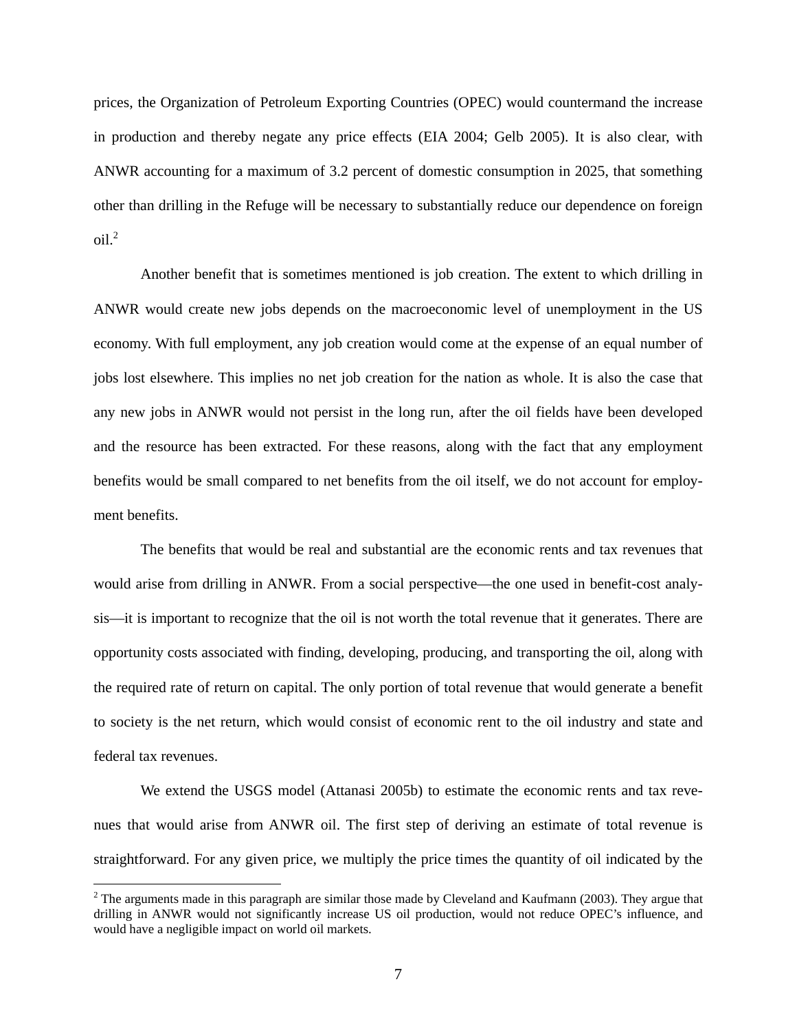prices, the Organization of Petroleum Exporting Countries (OPEC) would countermand the increase in production and thereby negate any price effects (EIA 2004; Gelb 2005). It is also clear, with ANWR accounting for a maximum of 3.2 percent of domestic consumption in 2025, that something other than drilling in the Refuge will be necessary to substantially reduce our dependence on foreign oil.[2]

Another benefit that is sometimes mentioned is job creation. The extent to which drilling in ANWR would create new jobs depends on the macroeconomic level of unemployment in the US economy. With full employment, any job creation would come at the expense of an equal number of jobs lost elsewhere. This implies no net job creation for the nation as whole. It is also the case that any new jobs in ANWR would not persist in the long run, after the oil fields have been developed and the resource has been extracted. For these reasons, along with the fact that any employment benefits would be small compared to net benefits from the oil itself, we do not account for employment benefits.

The benefits that would be real and substantial are the economic rents and tax revenues that would arise from drilling in ANWR. From a social perspective—the one used in benefit-cost analysis—it is important to recognize that the oil is not worth the total revenue that it generates. There are opportunity costs associated with finding, developing, producing, and transporting the oil, along with the required rate of return on capital. The only portion of total revenue that would generate a benefit to society is the net return, which would consist of economic rent to the oil industry and state and federal tax revenues.

We extend the USGS model (Attanasi 2005b) to estimate the economic rents and tax revenues that would arise from ANWR oil. The first step of deriving an estimate of total revenue is straightforward. For any given price, we multiply the price times the quantity of oil indicated by the

[2] The arguments made in this paragraph are similar those made by Cleveland and Kaufmann (2003). They argue that drilling in ANWR would not significantly increase US oil production, would not reduce OPEC's influence, and would have a negligible impact on world oil markets.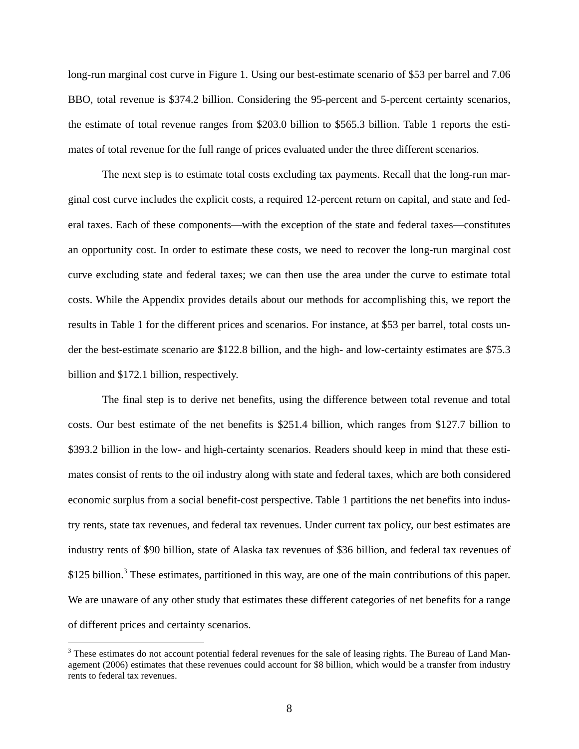long-run marginal cost curve in Figure 1. Using our best-estimate scenario of $53 per barrel and 7.06 BBO, total revenue is $374.2 billion. Considering the 95-percent and 5-percent certainty scenarios, the estimate of total revenue ranges from $203.0 billion to $565.3 billion. Table 1 reports the estimates of total revenue for the full range of prices evaluated under the three different scenarios.

The next step is to estimate total costs excluding tax payments. Recall that the long-run marginal cost curve includes the explicit costs, a required 12-percent return on capital, and state and federal taxes. Each of these components—with the exception of the state and federal taxes—constitutes an opportunity cost. In order to estimate these costs, we need to recover the long-run marginal cost curve excluding state and federal taxes; we can then use the area under the curve to estimate total costs. While the Appendix provides details about our methods for accomplishing this, we report the results in Table 1 for the different prices and scenarios. For instance, at $53 per barrel, total costs under the best-estimate scenario are $122.8 billion, and the high- and low-certainty estimates are $75.3 billion and $172.1 billion, respectively.

The final step is to derive net benefits, using the difference between total revenue and total costs. Our best estimate of the net benefits is $251.4 billion, which ranges from $127.7 billion to $393.2 billion in the low- and high-certainty scenarios. Readers should keep in mind that these estimates consist of rents to the oil industry along with state and federal taxes, which are both considered economic surplus from a social benefit-cost perspective. Table 1 partitions the net benefits into industry rents, state tax revenues, and federal tax revenues. Under current tax policy, our best estimates are industry rents of $90 billion, state of Alaska tax revenues of $36 billion, and federal tax revenues of $125 billion.[3] These estimates, partitioned in this way, are one of the main contributions of this paper. We are unaware of any other study that estimates these different categories of net benefits for a range of different prices and certainty scenarios.

[3] These estimates do not account potential federal revenues for the sale of leasing rights. The Bureau of Land Management (2006) estimates that these revenues could account for $8 billion, which would be a transfer from industry rents to federal tax revenues.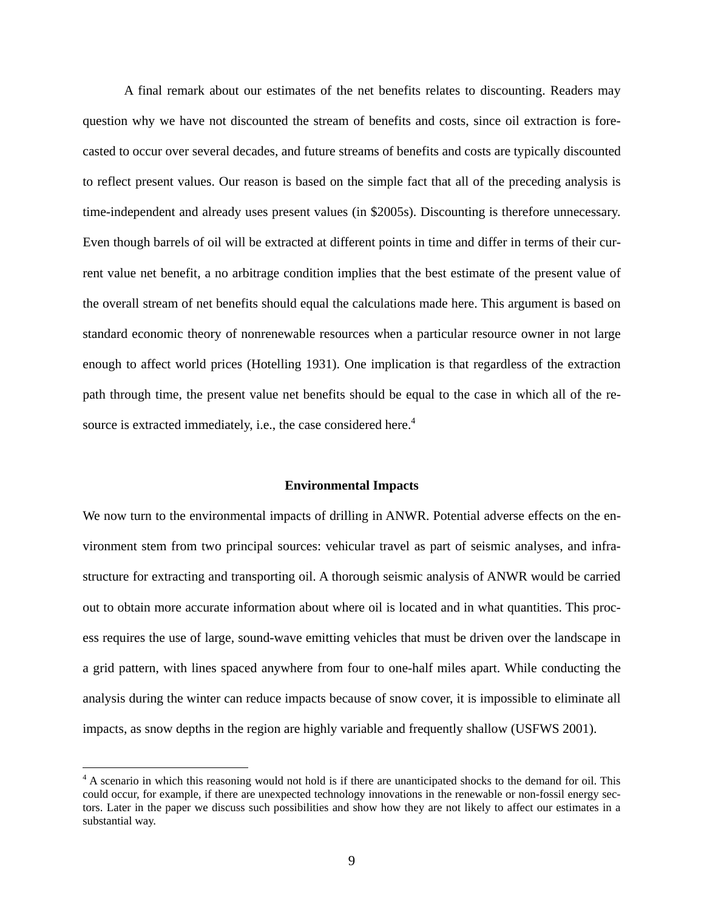A final remark about our estimates of the net benefits relates to discounting. Readers may question why we have not discounted the stream of benefits and costs, since oil extraction is forecasted to occur over several decades, and future streams of benefits and costs are typically discounted to reflect present values. Our reason is based on the simple fact that all of the preceding analysis is time-independent and already uses present values (in \$2005s). Discounting is therefore unnecessary. Even though barrels of oil will be extracted at different points in time and differ in terms of their current value net benefit, a no arbitrage condition implies that the best estimate of the present value of the overall stream of net benefits should equal the calculations made here. This argument is based on standard economic theory of nonrenewable resources when a particular resource owner in not large enough to affect world prices (Hotelling 1931). One implication is that regardless of the extraction path through time, the present value net benefits should be equal to the case in which all of the resource is extracted immediately, i.e., the case considered here.[4]

### Environmental Impacts

We now turn to the environmental impacts of drilling in ANWR. Potential adverse effects on the environment stem from two principal sources: vehicular travel as part of seismic analyses, and infrastructure for extracting and transporting oil. A thorough seismic analysis of ANWR would be carried out to obtain more accurate information about where oil is located and in what quantities. This process requires the use of large, sound-wave emitting vehicles that must be driven over the landscape in a grid pattern, with lines spaced anywhere from four to one-half miles apart. While conducting the analysis during the winter can reduce impacts because of snow cover, it is impossible to eliminate all impacts, as snow depths in the region are highly variable and frequently shallow (USFWS 2001).

---

[4] A scenario in which this reasoning would not hold is if there are unanticipated shocks to the demand for oil. This could occur, for example, if there are unexpected technology innovations in the renewable or non-fossil energy sectors. Later in the paper we discuss such possibilities and show how they are not likely to affect our estimates in a substantial way.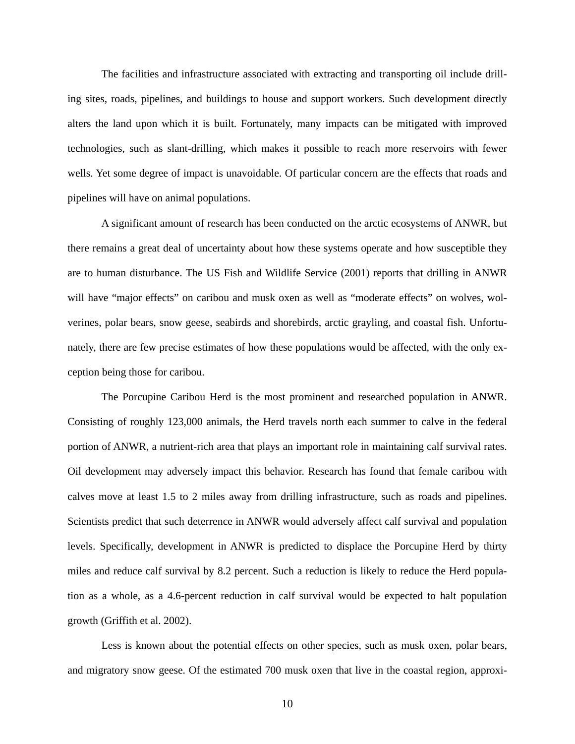The facilities and infrastructure associated with extracting and transporting oil include drilling sites, roads, pipelines, and buildings to house and support workers. Such development directly alters the land upon which it is built. Fortunately, many impacts can be mitigated with improved technologies, such as slant-drilling, which makes it possible to reach more reservoirs with fewer wells. Yet some degree of impact is unavoidable. Of particular concern are the effects that roads and pipelines will have on animal populations.

A significant amount of research has been conducted on the arctic ecosystems of ANWR, but there remains a great deal of uncertainty about how these systems operate and how susceptible they are to human disturbance. The US Fish and Wildlife Service (2001) reports that drilling in ANWR will have "major effects" on caribou and musk oxen as well as "moderate effects" on wolves, wolverines, polar bears, snow geese, seabirds and shorebirds, arctic grayling, and coastal fish. Unfortunately, there are few precise estimates of how these populations would be affected, with the only exception being those for caribou.

The Porcupine Caribou Herd is the most prominent and researched population in ANWR. Consisting of roughly 123,000 animals, the Herd travels north each summer to calve in the federal portion of ANWR, a nutrient-rich area that plays an important role in maintaining calf survival rates. Oil development may adversely impact this behavior. Research has found that female caribou with calves move at least 1.5 to 2 miles away from drilling infrastructure, such as roads and pipelines. Scientists predict that such deterrence in ANWR would adversely affect calf survival and population levels. Specifically, development in ANWR is predicted to displace the Porcupine Herd by thirty miles and reduce calf survival by 8.2 percent. Such a reduction is likely to reduce the Herd population as a whole, as a 4.6-percent reduction in calf survival would be expected to halt population growth (Griffith et al. 2002).

Less is known about the potential effects on other species, such as musk oxen, polar bears, and migratory snow geese. Of the estimated 700 musk oxen that live in the coastal region, approxi-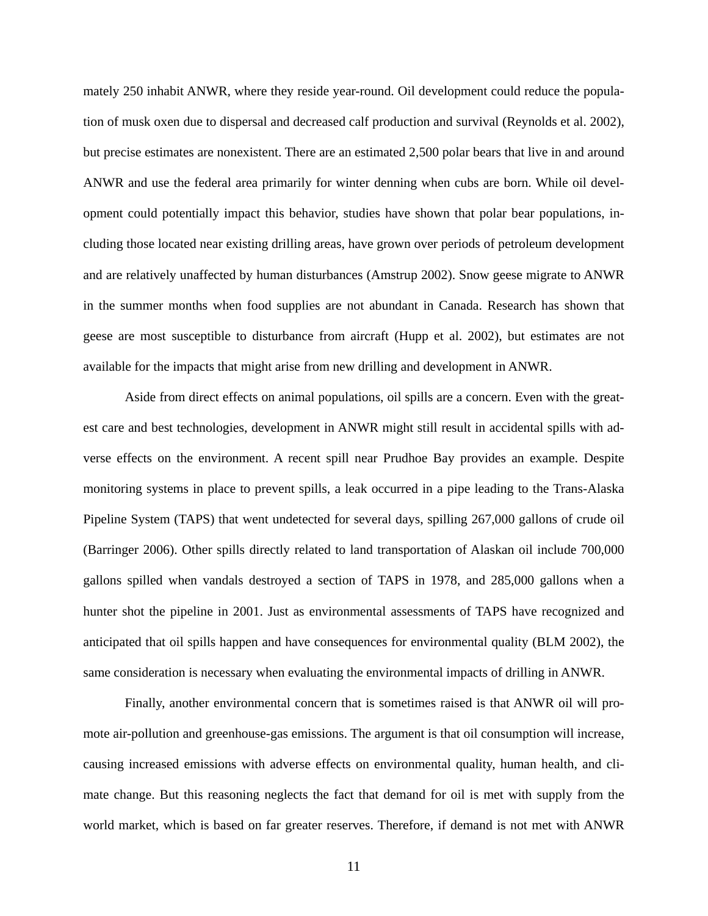mately 250 inhabit ANWR, where they reside year-round. Oil development could reduce the population of musk oxen due to dispersal and decreased calf production and survival (Reynolds et al. 2002), but precise estimates are nonexistent. There are an estimated 2,500 polar bears that live in and around ANWR and use the federal area primarily for winter denning when cubs are born. While oil development could potentially impact this behavior, studies have shown that polar bear populations, including those located near existing drilling areas, have grown over periods of petroleum development and are relatively unaffected by human disturbances (Amstrup 2002). Snow geese migrate to ANWR in the summer months when food supplies are not abundant in Canada. Research has shown that geese are most susceptible to disturbance from aircraft (Hupp et al. 2002), but estimates are not available for the impacts that might arise from new drilling and development in ANWR.

Aside from direct effects on animal populations, oil spills are a concern. Even with the greatest care and best technologies, development in ANWR might still result in accidental spills with adverse effects on the environment. A recent spill near Prudhoe Bay provides an example. Despite monitoring systems in place to prevent spills, a leak occurred in a pipe leading to the Trans-Alaska Pipeline System (TAPS) that went undetected for several days, spilling 267,000 gallons of crude oil (Barringer 2006). Other spills directly related to land transportation of Alaskan oil include 700,000 gallons spilled when vandals destroyed a section of TAPS in 1978, and 285,000 gallons when a hunter shot the pipeline in 2001. Just as environmental assessments of TAPS have recognized and anticipated that oil spills happen and have consequences for environmental quality (BLM 2002), the same consideration is necessary when evaluating the environmental impacts of drilling in ANWR.

Finally, another environmental concern that is sometimes raised is that ANWR oil will promote air-pollution and greenhouse-gas emissions. The argument is that oil consumption will increase, causing increased emissions with adverse effects on environmental quality, human health, and climate change. But this reasoning neglects the fact that demand for oil is met with supply from the world market, which is based on far greater reserves. Therefore, if demand is not met with ANWR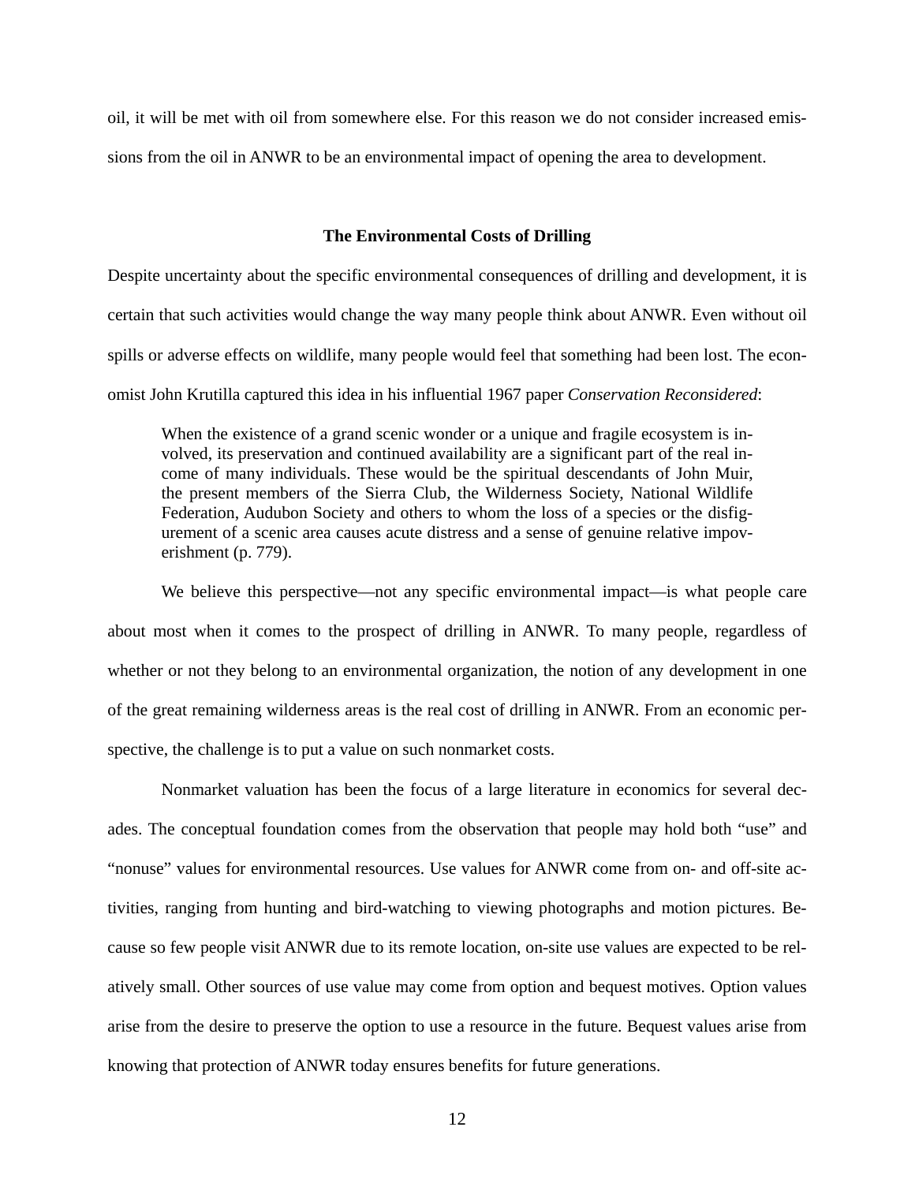oil, it will be met with oil from somewhere else. For this reason we do not consider increased emissions from the oil in ANWR to be an environmental impact of opening the area to development.

### The Environmental Costs of Drilling

Despite uncertainty about the specific environmental consequences of drilling and development, it is certain that such activities would change the way many people think about ANWR. Even without oil spills or adverse effects on wildlife, many people would feel that something had been lost. The economist John Krutilla captured this idea in his influential 1967 paper *Conservation Reconsidered*:

> When the existence of a grand scenic wonder or a unique and fragile ecosystem is involved, its preservation and continued availability are a significant part of the real income of many individuals. These would be the spiritual descendants of John Muir, the present members of the Sierra Club, the Wilderness Society, National Wildlife Federation, Audubon Society and others to whom the loss of a species or the disfigurement of a scenic area causes acute distress and a sense of genuine relative impoverishment (p. 779).

We believe this perspective—not any specific environmental impact—is what people care about most when it comes to the prospect of drilling in ANWR. To many people, regardless of whether or not they belong to an environmental organization, the notion of any development in one of the great remaining wilderness areas is the real cost of drilling in ANWR. From an economic perspective, the challenge is to put a value on such nonmarket costs.

Nonmarket valuation has been the focus of a large literature in economics for several decades. The conceptual foundation comes from the observation that people may hold both "use" and "nonuse" values for environmental resources. Use values for ANWR come from on- and off-site activities, ranging from hunting and bird-watching to viewing photographs and motion pictures. Because so few people visit ANWR due to its remote location, on-site use values are expected to be relatively small. Other sources of use value may come from option and bequest motives. Option values arise from the desire to preserve the option to use a resource in the future. Bequest values arise from knowing that protection of ANWR today ensures benefits for future generations.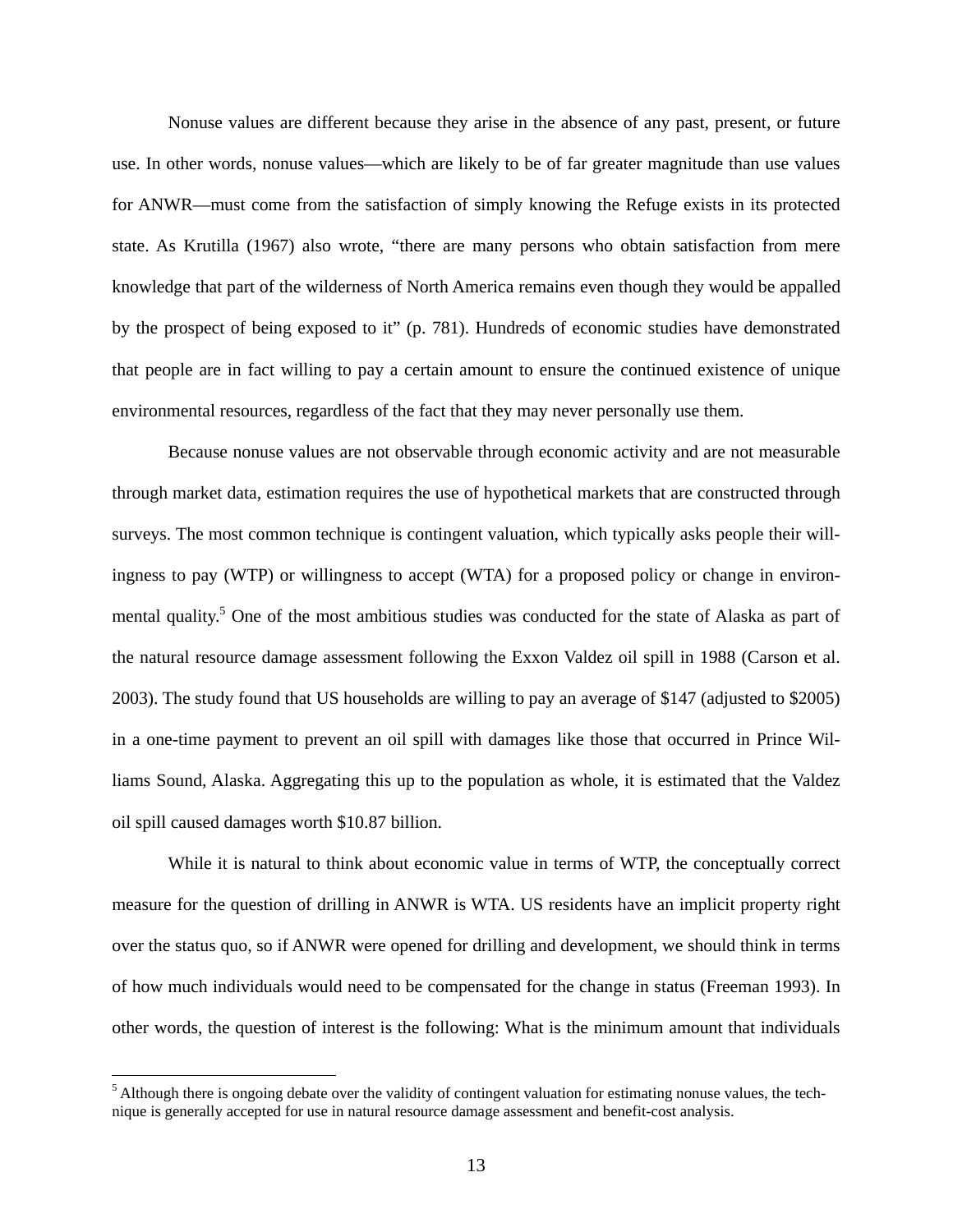Nonuse values are different because they arise in the absence of any past, present, or future use. In other words, nonuse values—which are likely to be of far greater magnitude than use values for ANWR—must come from the satisfaction of simply knowing the Refuge exists in its protected state. As Krutilla (1967) also wrote, "there are many persons who obtain satisfaction from mere knowledge that part of the wilderness of North America remains even though they would be appalled by the prospect of being exposed to it" (p. 781). Hundreds of economic studies have demonstrated that people are in fact willing to pay a certain amount to ensure the continued existence of unique environmental resources, regardless of the fact that they may never personally use them.

Because nonuse values are not observable through economic activity and are not measurable through market data, estimation requires the use of hypothetical markets that are constructed through surveys. The most common technique is contingent valuation, which typically asks people their willingness to pay (WTP) or willingness to accept (WTA) for a proposed policy or change in environmental quality.[5] One of the most ambitious studies was conducted for the state of Alaska as part of the natural resource damage assessment following the Exxon Valdez oil spill in 1988 (Carson et al. 2003). The study found that US households are willing to pay an average of $147 (adjusted to $2005) in a one-time payment to prevent an oil spill with damages like those that occurred in Prince Williams Sound, Alaska. Aggregating this up to the population as whole, it is estimated that the Valdez oil spill caused damages worth $10.87 billion.

While it is natural to think about economic value in terms of WTP, the conceptually correct measure for the question of drilling in ANWR is WTA. US residents have an implicit property right over the status quo, so if ANWR were opened for drilling and development, we should think in terms of how much individuals would need to be compensated for the change in status (Freeman 1993). In other words, the question of interest is the following: What is the minimum amount that individuals

[5] Although there is ongoing debate over the validity of contingent valuation for estimating nonuse values, the technique is generally accepted for use in natural resource damage assessment and benefit-cost analysis.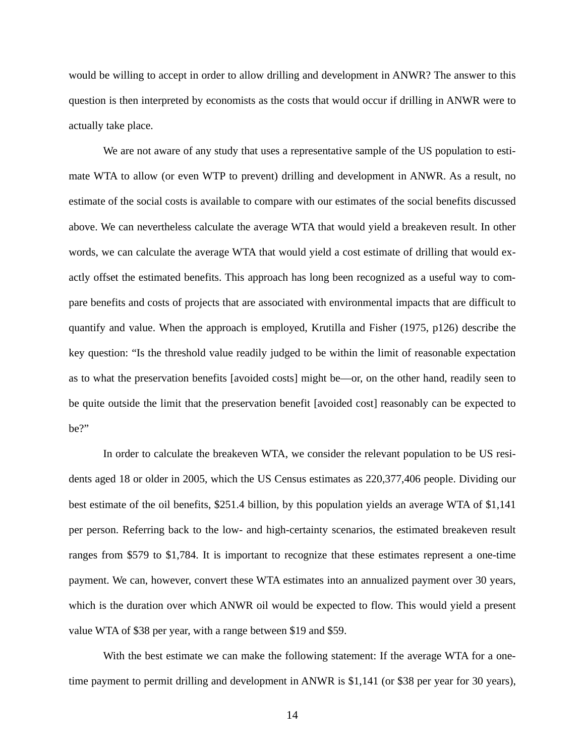would be willing to accept in order to allow drilling and development in ANWR? The answer to this question is then interpreted by economists as the costs that would occur if drilling in ANWR were to actually take place.

We are not aware of any study that uses a representative sample of the US population to estimate WTA to allow (or even WTP to prevent) drilling and development in ANWR. As a result, no estimate of the social costs is available to compare with our estimates of the social benefits discussed above. We can nevertheless calculate the average WTA that would yield a breakeven result. In other words, we can calculate the average WTA that would yield a cost estimate of drilling that would exactly offset the estimated benefits. This approach has long been recognized as a useful way to compare benefits and costs of projects that are associated with environmental impacts that are difficult to quantify and value. When the approach is employed, Krutilla and Fisher (1975, p126) describe the key question: "Is the threshold value readily judged to be within the limit of reasonable expectation as to what the preservation benefits [avoided costs] might be—or, on the other hand, readily seen to be quite outside the limit that the preservation benefit [avoided cost] reasonably can be expected to be?"

In order to calculate the breakeven WTA, we consider the relevant population to be US residents aged 18 or older in 2005, which the US Census estimates as 220,377,406 people. Dividing our best estimate of the oil benefits, $251.4 billion, by this population yields an average WTA of $1,141 per person. Referring back to the low- and high-certainty scenarios, the estimated breakeven result ranges from $579 to $1,784. It is important to recognize that these estimates represent a one-time payment. We can, however, convert these WTA estimates into an annualized payment over 30 years, which is the duration over which ANWR oil would be expected to flow. This would yield a present value WTA of $38 per year, with a range between $19 and $59.

With the best estimate we can make the following statement: If the average WTA for a one-time payment to permit drilling and development in ANWR is $1,141 (or $38 per year for 30 years),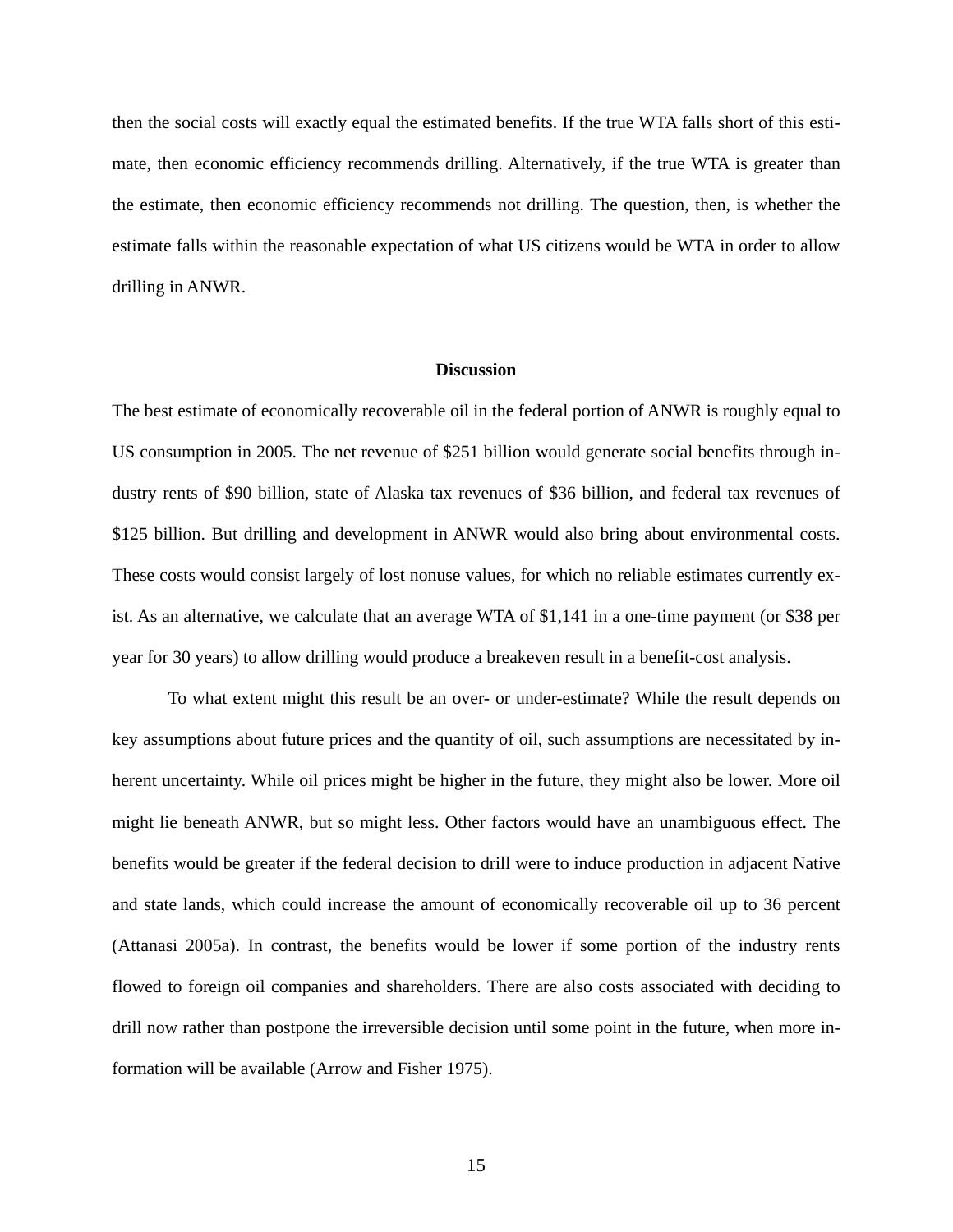then the social costs will exactly equal the estimated benefits. If the true WTA falls short of this estimate, then economic efficiency recommends drilling. Alternatively, if the true WTA is greater than the estimate, then economic efficiency recommends not drilling. The question, then, is whether the estimate falls within the reasonable expectation of what US citizens would be WTA in order to allow drilling in ANWR.

## Discussion

The best estimate of economically recoverable oil in the federal portion of ANWR is roughly equal to US consumption in 2005. The net revenue of $251 billion would generate social benefits through industry rents of $90 billion, state of Alaska tax revenues of $36 billion, and federal tax revenues of $125 billion. But drilling and development in ANWR would also bring about environmental costs. These costs would consist largely of lost nonuse values, for which no reliable estimates currently exist. As an alternative, we calculate that an average WTA of $1,141 in a one-time payment (or $38 per year for 30 years) to allow drilling would produce a breakeven result in a benefit-cost analysis.

To what extent might this result be an over- or under-estimate? While the result depends on key assumptions about future prices and the quantity of oil, such assumptions are necessitated by inherent uncertainty. While oil prices might be higher in the future, they might also be lower. More oil might lie beneath ANWR, but so might less. Other factors would have an unambiguous effect. The benefits would be greater if the federal decision to drill were to induce production in adjacent Native and state lands, which could increase the amount of economically recoverable oil up to 36 percent (Attanasi 2005a). In contrast, the benefits would be lower if some portion of the industry rents flowed to foreign oil companies and shareholders. There are also costs associated with deciding to drill now rather than postpone the irreversible decision until some point in the future, when more information will be available (Arrow and Fisher 1975).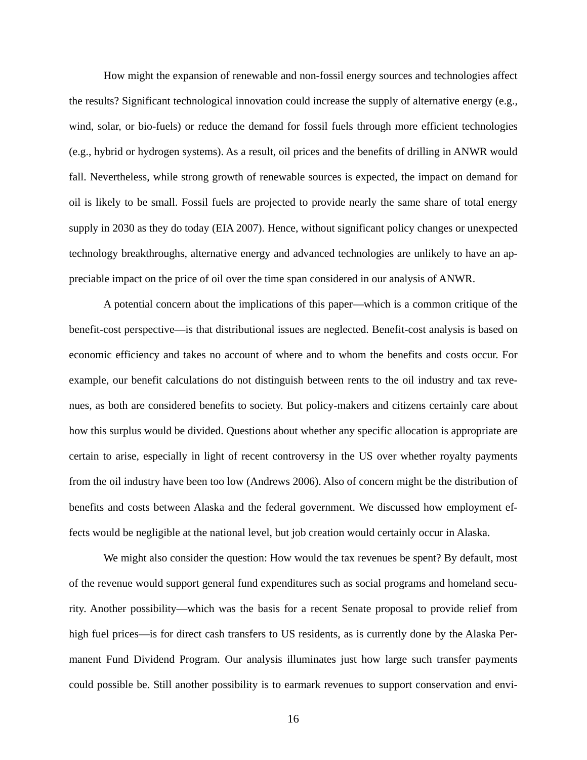How might the expansion of renewable and non-fossil energy sources and technologies affect the results? Significant technological innovation could increase the supply of alternative energy (e.g., wind, solar, or bio-fuels) or reduce the demand for fossil fuels through more efficient technologies (e.g., hybrid or hydrogen systems). As a result, oil prices and the benefits of drilling in ANWR would fall. Nevertheless, while strong growth of renewable sources is expected, the impact on demand for oil is likely to be small. Fossil fuels are projected to provide nearly the same share of total energy supply in 2030 as they do today (EIA 2007). Hence, without significant policy changes or unexpected technology breakthroughs, alternative energy and advanced technologies are unlikely to have an appreciable impact on the price of oil over the time span considered in our analysis of ANWR.

A potential concern about the implications of this paper—which is a common critique of the benefit-cost perspective—is that distributional issues are neglected. Benefit-cost analysis is based on economic efficiency and takes no account of where and to whom the benefits and costs occur. For example, our benefit calculations do not distinguish between rents to the oil industry and tax revenues, as both are considered benefits to society. But policy-makers and citizens certainly care about how this surplus would be divided. Questions about whether any specific allocation is appropriate are certain to arise, especially in light of recent controversy in the US over whether royalty payments from the oil industry have been too low (Andrews 2006). Also of concern might be the distribution of benefits and costs between Alaska and the federal government. We discussed how employment effects would be negligible at the national level, but job creation would certainly occur in Alaska.

We might also consider the question: How would the tax revenues be spent? By default, most of the revenue would support general fund expenditures such as social programs and homeland security. Another possibility—which was the basis for a recent Senate proposal to provide relief from high fuel prices—is for direct cash transfers to US residents, as is currently done by the Alaska Permanent Fund Dividend Program. Our analysis illuminates just how large such transfer payments could possible be. Still another possibility is to earmark revenues to support conservation and envi-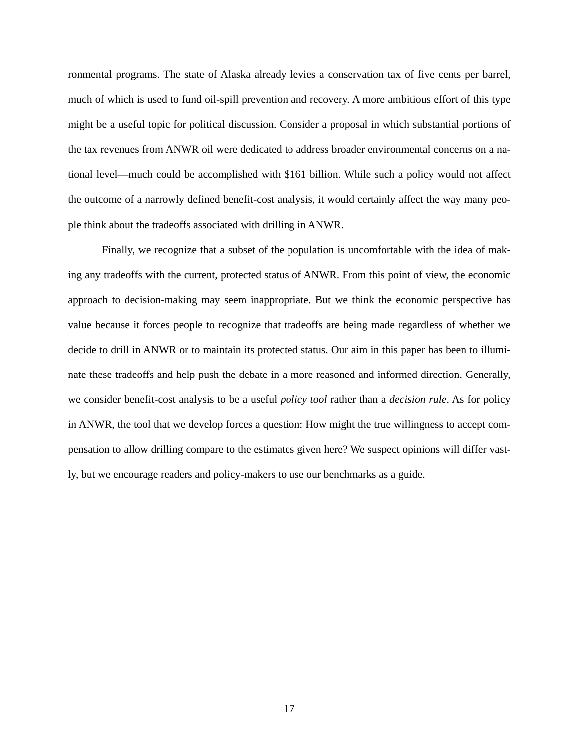ronmental programs. The state of Alaska already levies a conservation tax of five cents per barrel, much of which is used to fund oil-spill prevention and recovery. A more ambitious effort of this type might be a useful topic for political discussion. Consider a proposal in which substantial portions of the tax revenues from ANWR oil were dedicated to address broader environmental concerns on a national level—much could be accomplished with $161 billion. While such a policy would not affect the outcome of a narrowly defined benefit-cost analysis, it would certainly affect the way many people think about the tradeoffs associated with drilling in ANWR.

Finally, we recognize that a subset of the population is uncomfortable with the idea of making any tradeoffs with the current, protected status of ANWR. From this point of view, the economic approach to decision-making may seem inappropriate. But we think the economic perspective has value because it forces people to recognize that tradeoffs are being made regardless of whether we decide to drill in ANWR or to maintain its protected status. Our aim in this paper has been to illuminate these tradeoffs and help push the debate in a more reasoned and informed direction. Generally, we consider benefit-cost analysis to be a useful *policy tool* rather than a *decision rule*. As for policy in ANWR, the tool that we develop forces a question: How might the true willingness to accept compensation to allow drilling compare to the estimates given here? We suspect opinions will differ vastly, but we encourage readers and policy-makers to use our benchmarks as a guide.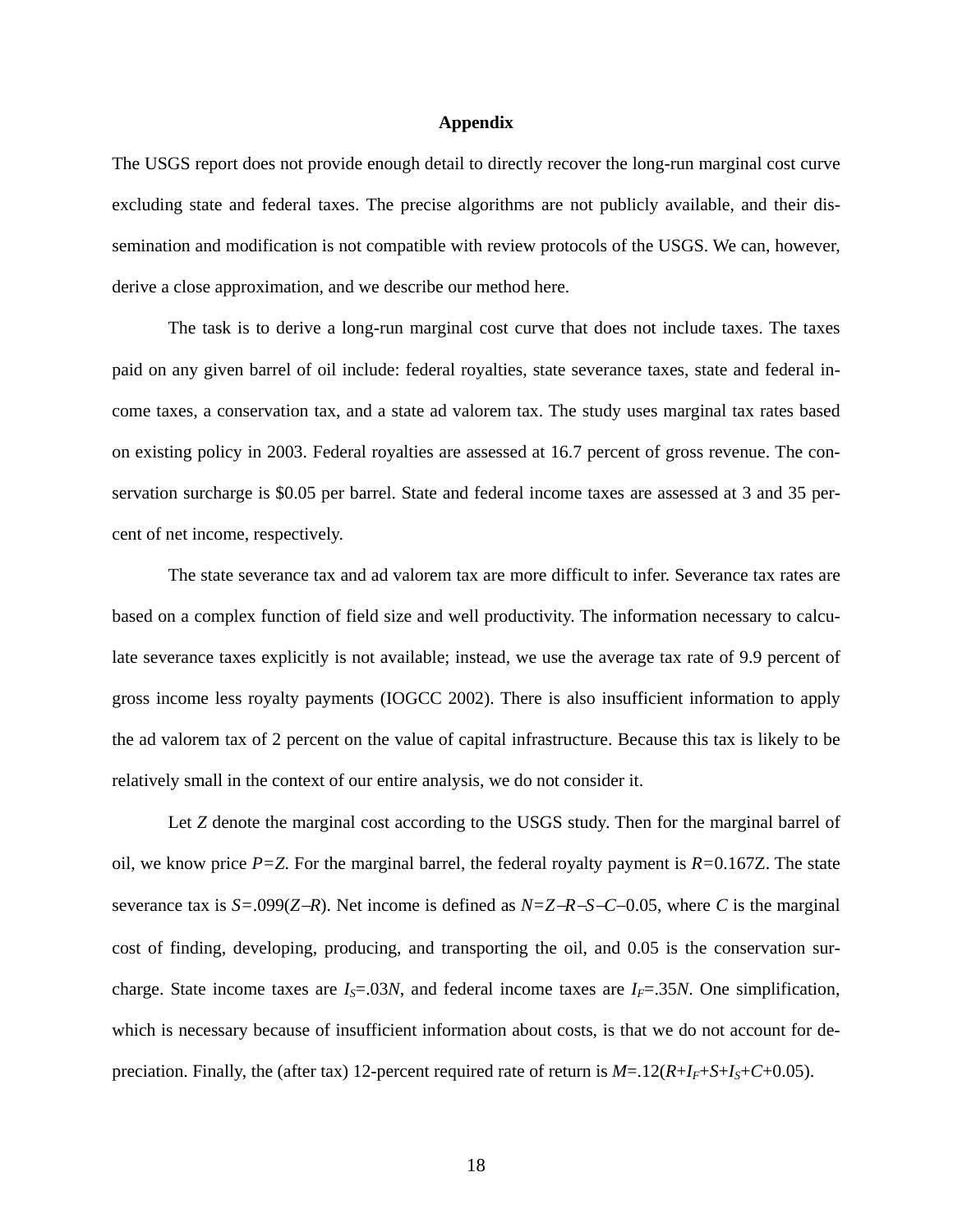## Appendix

The USGS report does not provide enough detail to directly recover the long-run marginal cost curve excluding state and federal taxes. The precise algorithms are not publicly available, and their dissemination and modification is not compatible with review protocols of the USGS. We can, however, derive a close approximation, and we describe our method here.

The task is to derive a long-run marginal cost curve that does not include taxes. The taxes paid on any given barrel of oil include: federal royalties, state severance taxes, state and federal income taxes, a conservation tax, and a state ad valorem tax. The study uses marginal tax rates based on existing policy in 2003. Federal royalties are assessed at 16.7 percent of gross revenue. The conservation surcharge is \$0.05 per barrel. State and federal income taxes are assessed at 3 and 35 percent of net income, respectively.

The state severance tax and ad valorem tax are more difficult to infer. Severance tax rates are based on a complex function of field size and well productivity. The information necessary to calculate severance taxes explicitly is not available; instead, we use the average tax rate of 9.9 percent of gross income less royalty payments (IOGCC 2002). There is also insufficient information to apply the ad valorem tax of 2 percent on the value of capital infrastructure. Because this tax is likely to be relatively small in the context of our entire analysis, we do not consider it.

Let $Z$ denote the marginal cost according to the USGS study. Then for the marginal barrel of oil, we know price $P=Z$. For the marginal barrel, the federal royalty payment is $R=0.167Z$. The state severance tax is $S=.099(Z-R)$. Net income is defined as $N=Z-R-S-C-0.05$, where $C$ is the marginal cost of finding, developing, producing, and transporting the oil, and 0.05 is the conservation surcharge. State income taxes are $I_S=.03N$, and federal income taxes are $I_F=.35N$. One simplification, which is necessary because of insufficient information about costs, is that we do not account for depreciation. Finally, the (after tax) 12-percent required rate of return is $M=.12(R+I_F+S+I_S+C+0.05)$.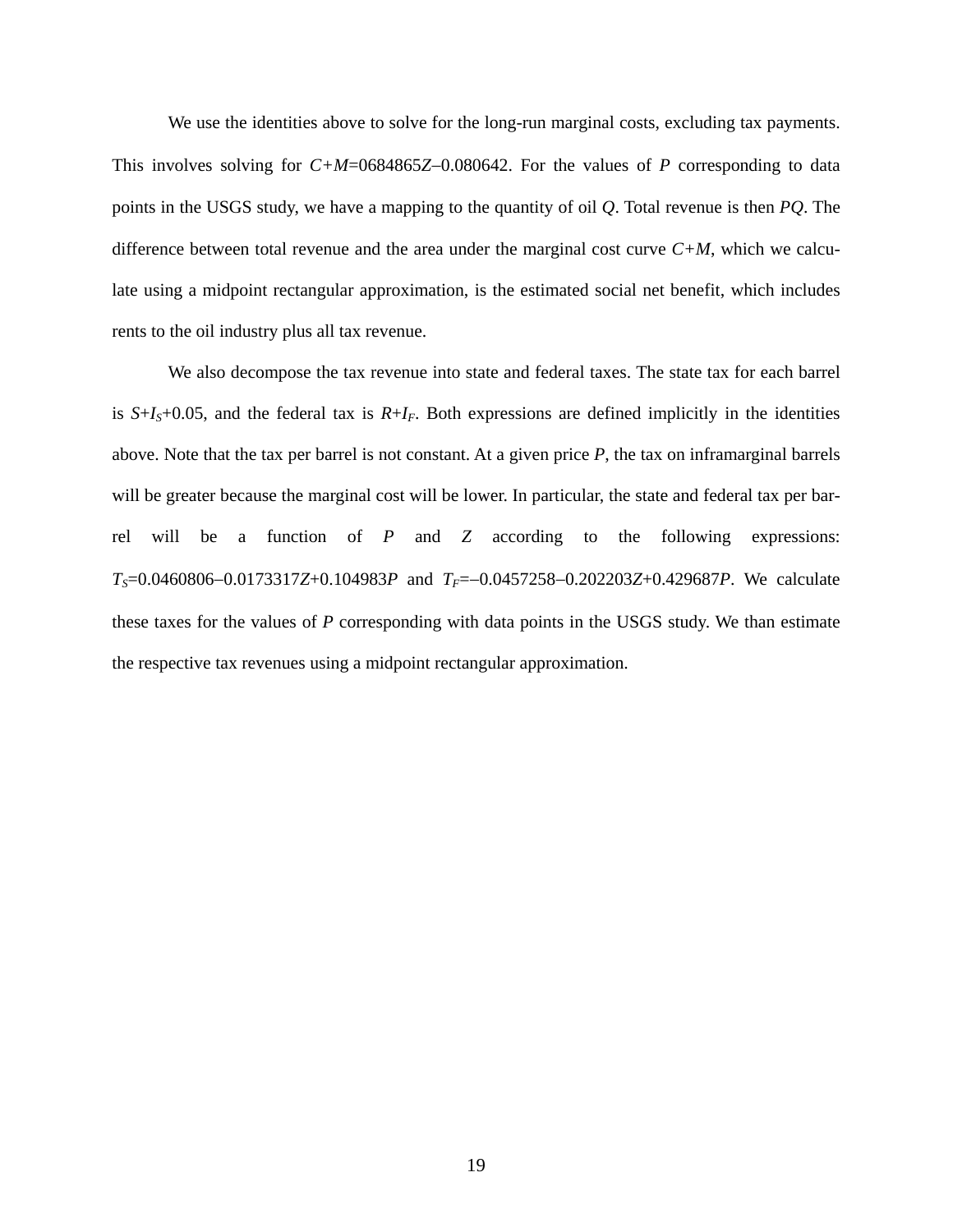We use the identities above to solve for the long-run marginal costs, excluding tax payments. This involves solving for $C+M=0684865Z-0.080642$. For the values of $P$ corresponding to data points in the USGS study, we have a mapping to the quantity of oil $Q$. Total revenue is then $PQ$. The difference between total revenue and the area under the marginal cost curve $C+M$, which we calculate using a midpoint rectangular approximation, is the estimated social net benefit, which includes rents to the oil industry plus all tax revenue.

We also decompose the tax revenue into state and federal taxes. The state tax for each barrel is $S+I_S+0.05$, and the federal tax is $R+I_F$. Both expressions are defined implicitly in the identities above. Note that the tax per barrel is not constant. At a given price $P$, the tax on inframarginal barrels will be greater because the marginal cost will be lower. In particular, the state and federal tax per barrel will be a function of $P$ and $Z$ according to the following expressions: $T_S=0.0460806-0.0173317Z+0.104983P$ and $T_F=-0.0457258-0.202203Z+0.429687P$. We calculate these taxes for the values of $P$ corresponding with data points in the USGS study. We than estimate the respective tax revenues using a midpoint rectangular approximation.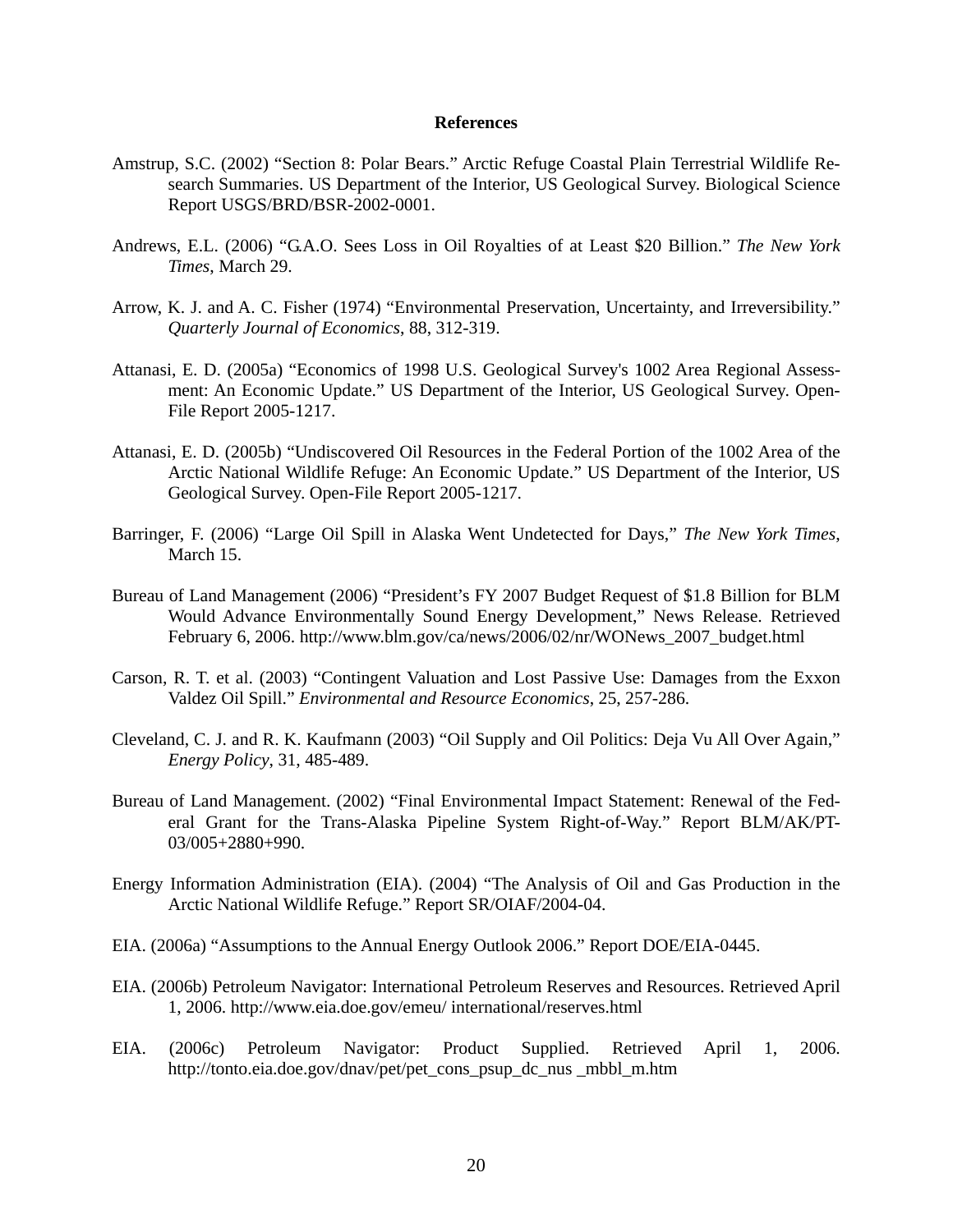# References

Amstrup, S.C. (2002) "Section 8: Polar Bears." Arctic Refuge Coastal Plain Terrestrial Wildlife Research Summaries. US Department of the Interior, US Geological Survey. Biological Science Report USGS/BRD/BSR-2002-0001.

Andrews, E.L. (2006) "G.A.O. Sees Loss in Oil Royalties of at Least $20 Billion." *The New York Times*, March 29.

Arrow, K. J. and A. C. Fisher (1974) "Environmental Preservation, Uncertainty, and Irreversibility." *Quarterly Journal of Economics*, 88, 312-319.

Attanasi, E. D. (2005a) "Economics of 1998 U.S. Geological Survey's 1002 Area Regional Assessment: An Economic Update." US Department of the Interior, US Geological Survey. Open-File Report 2005-1217.

Attanasi, E. D. (2005b) "Undiscovered Oil Resources in the Federal Portion of the 1002 Area of the Arctic National Wildlife Refuge: An Economic Update." US Department of the Interior, US Geological Survey. Open-File Report 2005-1217.

Barringer, F. (2006) "Large Oil Spill in Alaska Went Undetected for Days," *The New York Times*, March 15.

Bureau of Land Management (2006) "President's FY 2007 Budget Request of $1.8 Billion for BLM Would Advance Environmentally Sound Energy Development," News Release. Retrieved February 6, 2006. http://www.blm.gov/ca/news/2006/02/nr/WONews_2007_budget.html

Carson, R. T. et al. (2003) "Contingent Valuation and Lost Passive Use: Damages from the Exxon Valdez Oil Spill." *Environmental and Resource Economics*, 25, 257-286.

Cleveland, C. J. and R. K. Kaufmann (2003) "Oil Supply and Oil Politics: Deja Vu All Over Again," *Energy Policy*, 31, 485-489.

Bureau of Land Management. (2002) "Final Environmental Impact Statement: Renewal of the Federal Grant for the Trans-Alaska Pipeline System Right-of-Way." Report BLM/AK/PT-03/005+2880+990.

Energy Information Administration (EIA). (2004) "The Analysis of Oil and Gas Production in the Arctic National Wildlife Refuge." Report SR/OIAF/2004-04.

EIA. (2006a) "Assumptions to the Annual Energy Outlook 2006." Report DOE/EIA-0445.

EIA. (2006b) Petroleum Navigator: International Petroleum Reserves and Resources. Retrieved April 1, 2006. http://www.eia.doe.gov/emeu/ international/reserves.html

EIA. (2006c) Petroleum Navigator: Product Supplied. Retrieved April 1, 2006. http://tonto.eia.doe.gov/dnav/pet/pet_cons_psup_dc_nus _mbbl_m.htm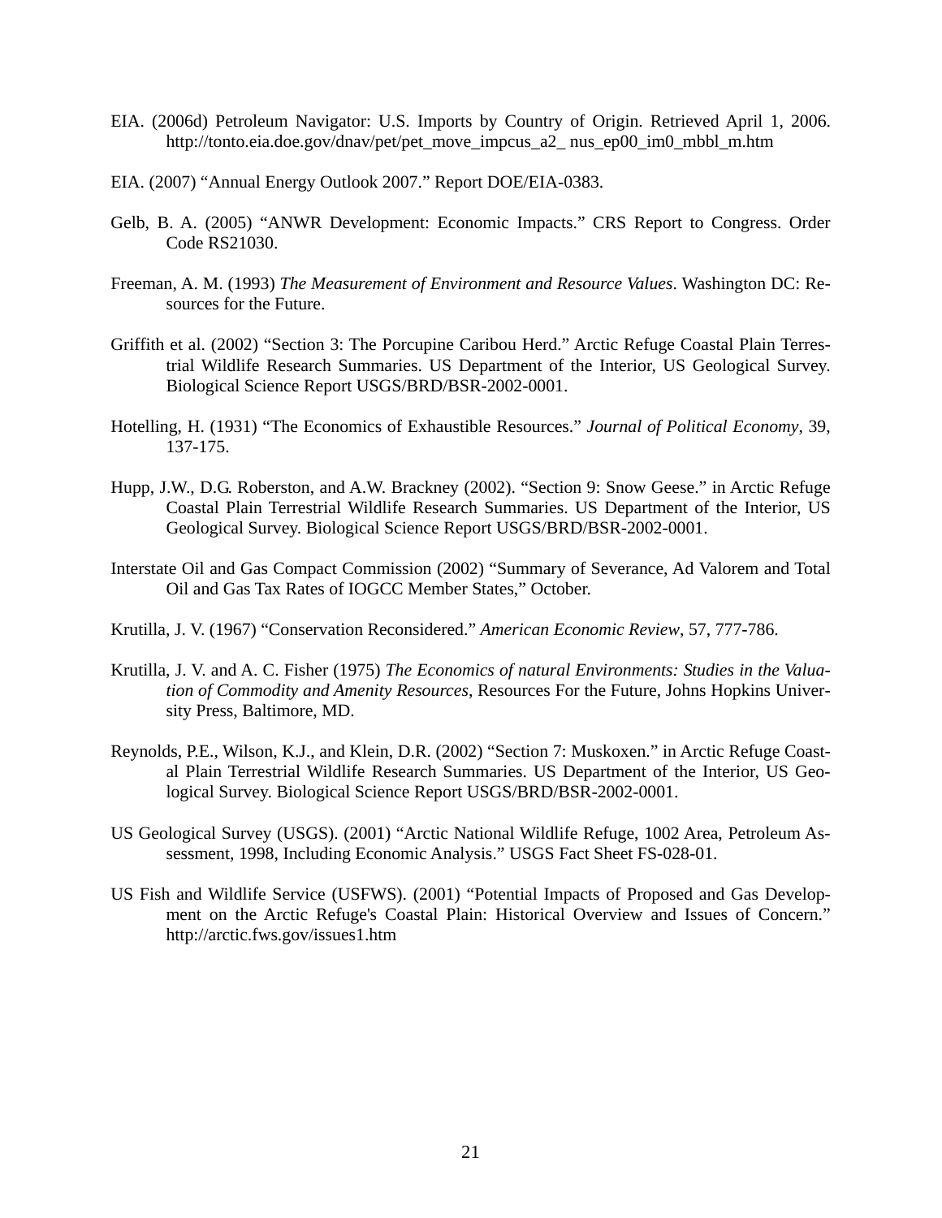EIA. (2006d) Petroleum Navigator: U.S. Imports by Country of Origin. Retrieved April 1, 2006. http://tonto.eia.doe.gov/dnav/pet/pet_move_impcus_a2_ nus_ep00_im0_mbbl_m.htm

EIA. (2007) "Annual Energy Outlook 2007." Report DOE/EIA-0383.

Gelb, B. A. (2005) "ANWR Development: Economic Impacts." CRS Report to Congress. Order Code RS21030.

Freeman, A. M. (1993) *The Measurement of Environment and Resource Values*. Washington DC: Resources for the Future.

Griffith et al. (2002) "Section 3: The Porcupine Caribou Herd." Arctic Refuge Coastal Plain Terrestrial Wildlife Research Summaries. US Department of the Interior, US Geological Survey. Biological Science Report USGS/BRD/BSR-2002-0001.

Hotelling, H. (1931) "The Economics of Exhaustible Resources." *Journal of Political Economy*, 39, 137-175.

Hupp, J.W., D.G. Roberston, and A.W. Brackney (2002). "Section 9: Snow Geese." in Arctic Refuge Coastal Plain Terrestrial Wildlife Research Summaries. US Department of the Interior, US Geological Survey. Biological Science Report USGS/BRD/BSR-2002-0001.

Interstate Oil and Gas Compact Commission (2002) "Summary of Severance, Ad Valorem and Total Oil and Gas Tax Rates of IOGCC Member States," October.

Krutilla, J. V. (1967) "Conservation Reconsidered." *American Economic Review*, 57, 777-786.

Krutilla, J. V. and A. C. Fisher (1975) *The Economics of natural Environments: Studies in the Valuation of Commodity and Amenity Resources*, Resources For the Future, Johns Hopkins University Press, Baltimore, MD.

Reynolds, P.E., Wilson, K.J., and Klein, D.R. (2002) "Section 7: Muskoxen." in Arctic Refuge Coastal Plain Terrestrial Wildlife Research Summaries. US Department of the Interior, US Geological Survey. Biological Science Report USGS/BRD/BSR-2002-0001.

US Geological Survey (USGS). (2001) "Arctic National Wildlife Refuge, 1002 Area, Petroleum Assessment, 1998, Including Economic Analysis." USGS Fact Sheet FS-028-01.

US Fish and Wildlife Service (USFWS). (2001) "Potential Impacts of Proposed and Gas Development on the Arctic Refuge's Coastal Plain: Historical Overview and Issues of Concern." http://arctic.fws.gov/issues1.htm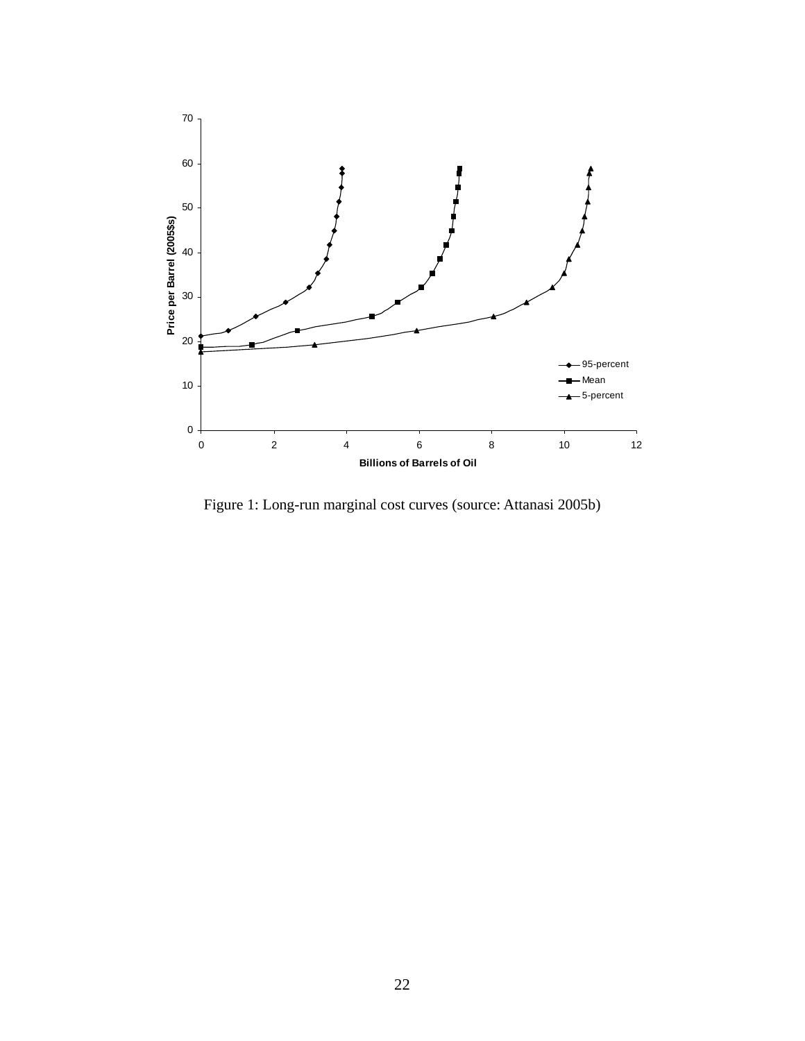Figure 1: Long-run marginal cost curves (source: Attanasi 2005b)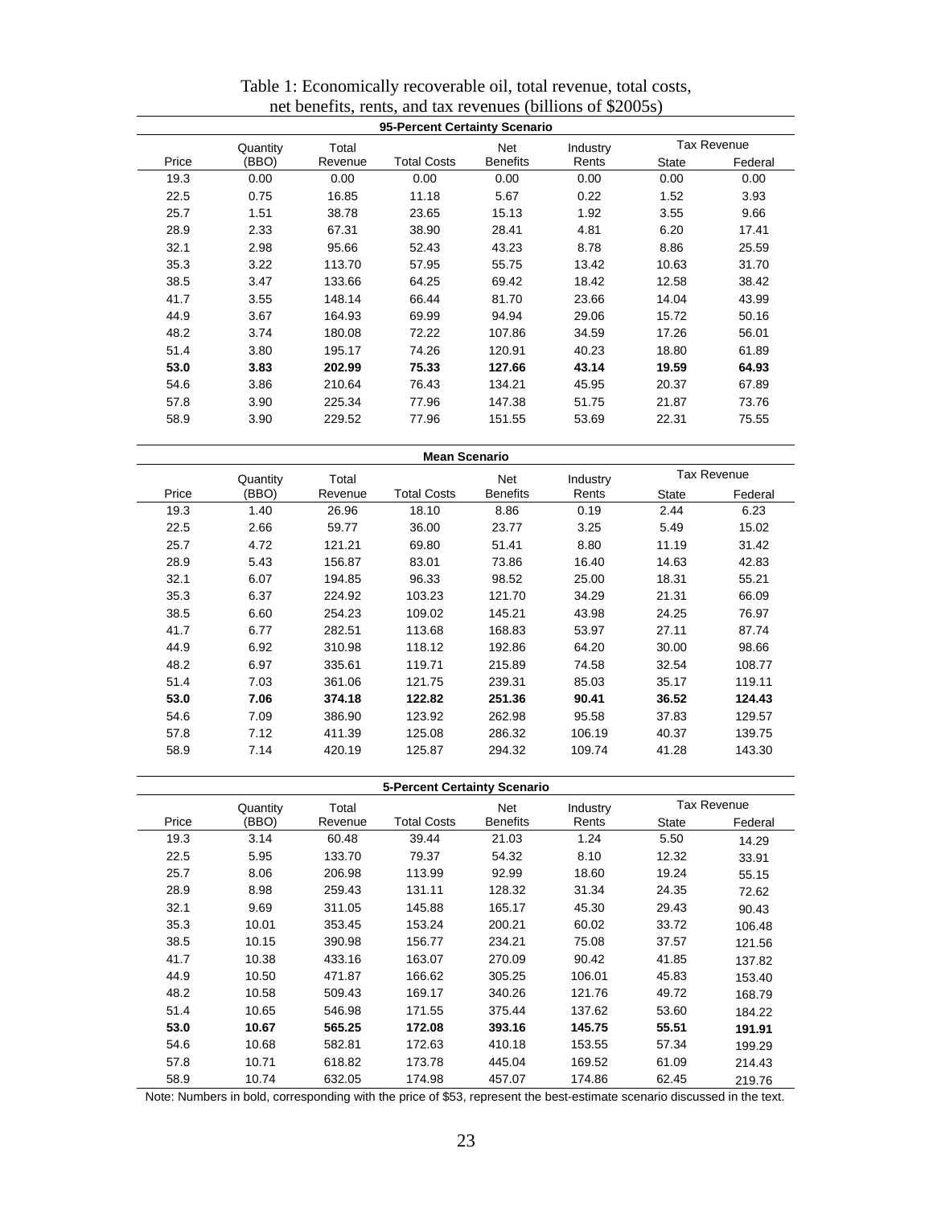Table 1: Economically recoverable oil, total revenue, total costs, net benefits, rents, and tax revenues (billions of $2005s)

**95-Percent Certainty Scenario**

| Price | Quantity (BBO) | Total Revenue | Total Costs | Net Benefits | Industry Rents | Tax Revenue State | Tax Revenue Federal |
|---|---|---|---|---|---|---|---|
| 19.3 | 0.00 | 0.00 | 0.00 | 0.00 | 0.00 | 0.00 | 0.00 |
| 22.5 | 0.75 | 16.85 | 11.18 | 5.67 | 0.22 | 1.52 | 3.93 |
| 25.7 | 1.51 | 38.78 | 23.65 | 15.13 | 1.92 | 3.55 | 9.66 |
| 28.9 | 2.33 | 67.31 | 38.90 | 28.41 | 4.81 | 6.20 | 17.41 |
| 32.1 | 2.98 | 95.66 | 52.43 | 43.23 | 8.78 | 8.86 | 25.59 |
| 35.3 | 3.22 | 113.70 | 57.95 | 55.75 | 13.42 | 10.63 | 31.70 |
| 38.5 | 3.47 | 133.66 | 64.25 | 69.42 | 18.42 | 12.58 | 38.42 |
| 41.7 | 3.55 | 148.14 | 66.44 | 81.70 | 23.66 | 14.04 | 43.99 |
| 44.9 | 3.67 | 164.93 | 69.99 | 94.94 | 29.06 | 15.72 | 50.16 |
| 48.2 | 3.74 | 180.08 | 72.22 | 107.86 | 34.59 | 17.26 | 56.01 |
| 51.4 | 3.80 | 195.17 | 74.26 | 120.91 | 40.23 | 18.80 | 61.89 |
| **53.0** | **3.83** | **202.99** | **75.33** | **127.66** | **43.14** | **19.59** | **64.93** |
| 54.6 | 3.86 | 210.64 | 76.43 | 134.21 | 45.95 | 20.37 | 67.89 |
| 57.8 | 3.90 | 225.34 | 77.96 | 147.38 | 51.75 | 21.87 | 73.76 |
| 58.9 | 3.90 | 229.52 | 77.96 | 151.55 | 53.69 | 22.31 | 75.55 |

**Mean Scenario**

| Price | Quantity (BBO) | Total Revenue | Total Costs | Net Benefits | Industry Rents | Tax Revenue State | Tax Revenue Federal |
|---|---|---|---|---|---|---|---|
| 19.3 | 1.40 | 26.96 | 18.10 | 8.86 | 0.19 | 2.44 | 6.23 |
| 22.5 | 2.66 | 59.77 | 36.00 | 23.77 | 3.25 | 5.49 | 15.02 |
| 25.7 | 4.72 | 121.21 | 69.80 | 51.41 | 8.80 | 11.19 | 31.42 |
| 28.9 | 5.43 | 156.87 | 83.01 | 73.86 | 16.40 | 14.63 | 42.83 |
| 32.1 | 6.07 | 194.85 | 96.33 | 98.52 | 25.00 | 18.31 | 55.21 |
| 35.3 | 6.37 | 224.92 | 103.23 | 121.70 | 34.29 | 21.31 | 66.09 |
| 38.5 | 6.60 | 254.23 | 109.02 | 145.21 | 43.98 | 24.25 | 76.97 |
| 41.7 | 6.77 | 282.51 | 113.68 | 168.83 | 53.97 | 27.11 | 87.74 |
| 44.9 | 6.92 | 310.98 | 118.12 | 192.86 | 64.20 | 30.00 | 98.66 |
| 48.2 | 6.97 | 335.61 | 119.71 | 215.89 | 74.58 | 32.54 | 108.77 |
| 51.4 | 7.03 | 361.06 | 121.75 | 239.31 | 85.03 | 35.17 | 119.11 |
| **53.0** | **7.06** | **374.18** | **122.82** | **251.36** | **90.41** | **36.52** | **124.43** |
| 54.6 | 7.09 | 386.90 | 123.92 | 262.98 | 95.58 | 37.83 | 129.57 |
| 57.8 | 7.12 | 411.39 | 125.08 | 286.32 | 106.19 | 40.37 | 139.75 |
| 58.9 | 7.14 | 420.19 | 125.87 | 294.32 | 109.74 | 41.28 | 143.30 |

**5-Percent Certainty Scenario**

| Price | Quantity (BBO) | Total Revenue | Total Costs | Net Benefits | Industry Rents | Tax Revenue State | Tax Revenue Federal |
|---|---|---|---|---|---|---|---|
| 19.3 | 3.14 | 60.48 | 39.44 | 21.03 | 1.24 | 5.50 | 14.29 |
| 22.5 | 5.95 | 133.70 | 79.37 | 54.32 | 8.10 | 12.32 | 33.91 |
| 25.7 | 8.06 | 206.98 | 113.99 | 92.99 | 18.60 | 19.24 | 55.15 |
| 28.9 | 8.98 | 259.43 | 131.11 | 128.32 | 31.34 | 24.35 | 72.62 |
| 32.1 | 9.69 | 311.05 | 145.88 | 165.17 | 45.30 | 29.43 | 90.43 |
| 35.3 | 10.01 | 353.45 | 153.24 | 200.21 | 60.02 | 33.72 | 106.48 |
| 38.5 | 10.15 | 390.98 | 156.77 | 234.21 | 75.08 | 37.57 | 121.56 |
| 41.7 | 10.38 | 433.16 | 163.07 | 270.09 | 90.42 | 41.85 | 137.82 |
| 44.9 | 10.50 | 471.87 | 166.62 | 305.25 | 106.01 | 45.83 | 153.40 |
| 48.2 | 10.58 | 509.43 | 169.17 | 340.26 | 121.76 | 49.72 | 168.79 |
| 51.4 | 10.65 | 546.98 | 171.55 | 375.44 | 137.62 | 53.60 | 184.22 |
| **53.0** | **10.67** | **565.25** | **172.08** | **393.16** | **145.75** | **55.51** | **191.91** |
| 54.6 | 10.68 | 582.81 | 172.63 | 410.18 | 153.55 | 57.34 | 199.29 |
| 57.8 | 10.71 | 618.82 | 173.78 | 445.04 | 169.52 | 61.09 | 214.43 |
| 58.9 | 10.74 | 632.05 | 174.98 | 457.07 | 174.86 | 62.45 | 219.76 |

Note: Numbers in bold, corresponding with the price of $53, represent the best-estimate scenario discussed in the text.